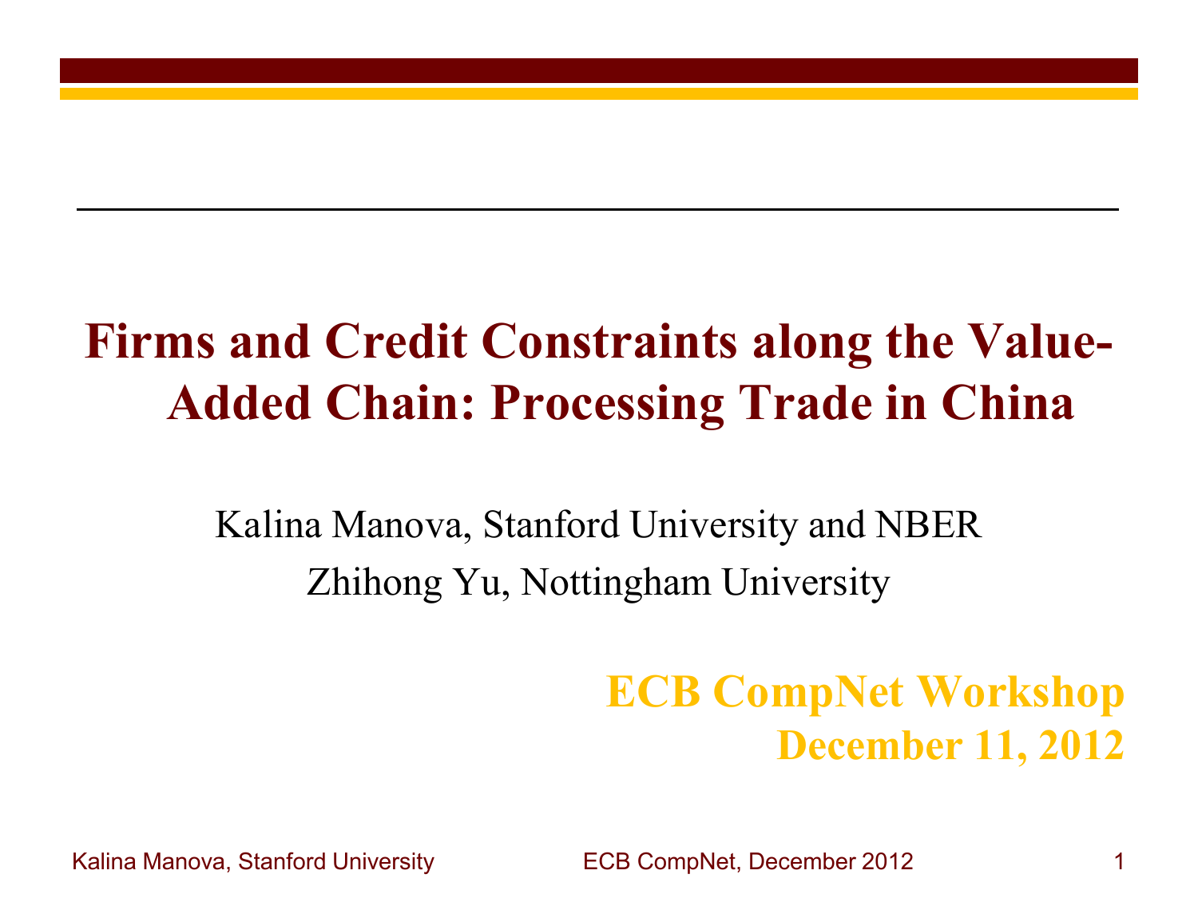# Firms and Credit Constraints along the Value-Added Chain: Processing Trade in China

Kalina Manova, Stanford University and NBER

Zhihong Yu, Nottingham University

**ECB CompNet Workshop**
**December 11, 2012**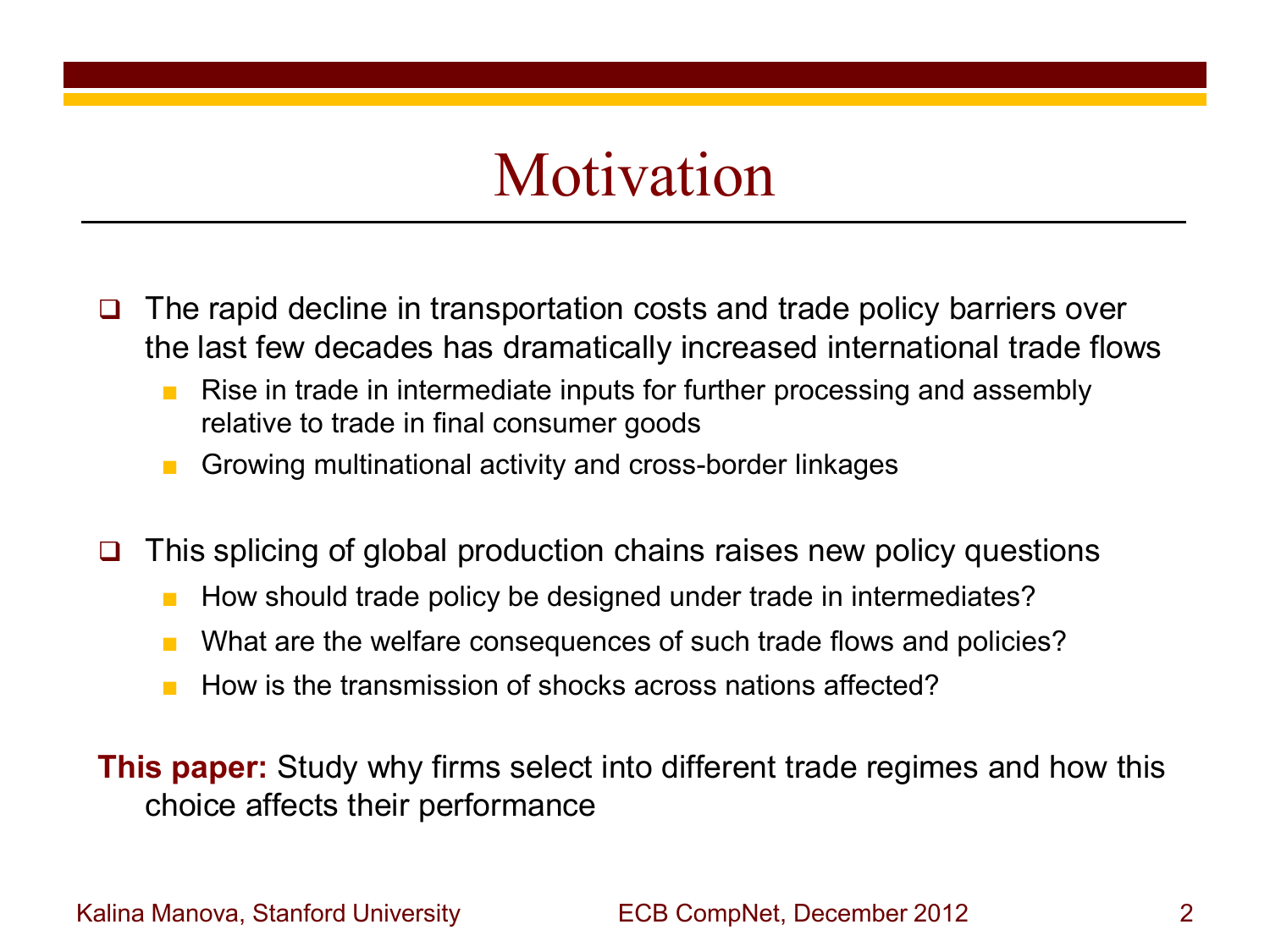# Motivation

- The rapid decline in transportation costs and trade policy barriers over the last few decades has dramatically increased international trade flows
  - Rise in trade in intermediate inputs for further processing and assembly relative to trade in final consumer goods
  - Growing multinational activity and cross-border linkages

- This splicing of global production chains raises new policy questions
  - How should trade policy be designed under trade in intermediates?
  - What are the welfare consequences of such trade flows and policies?
  - How is the transmission of shocks across nations affected?

**This paper:** Study why firms select into different trade regimes and how this choice affects their performance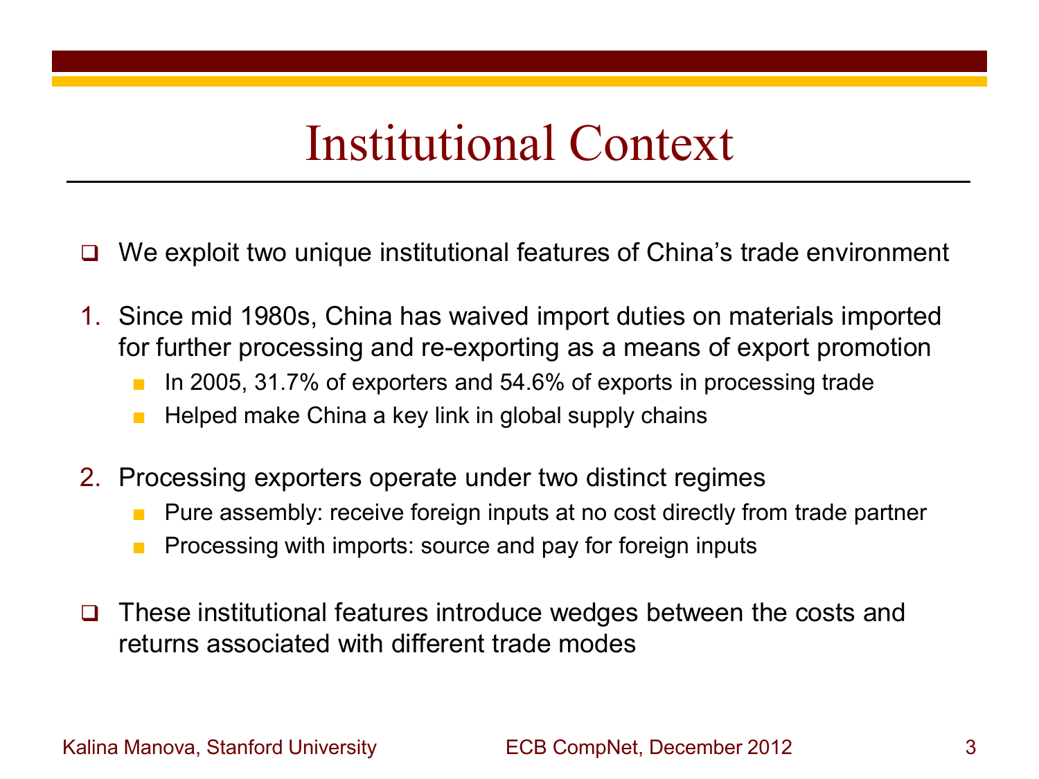# Institutional Context

- We exploit two unique institutional features of China's trade environment

1. Since mid 1980s, China has waived import duties on materials imported for further processing and re-exporting as a means of export promotion
   - In 2005, 31.7% of exporters and 54.6% of exports in processing trade
   - Helped make China a key link in global supply chains

2. Processing exporters operate under two distinct regimes
   - Pure assembly: receive foreign inputs at no cost directly from trade partner
   - Processing with imports: source and pay for foreign inputs

- These institutional features introduce wedges between the costs and returns associated with different trade modes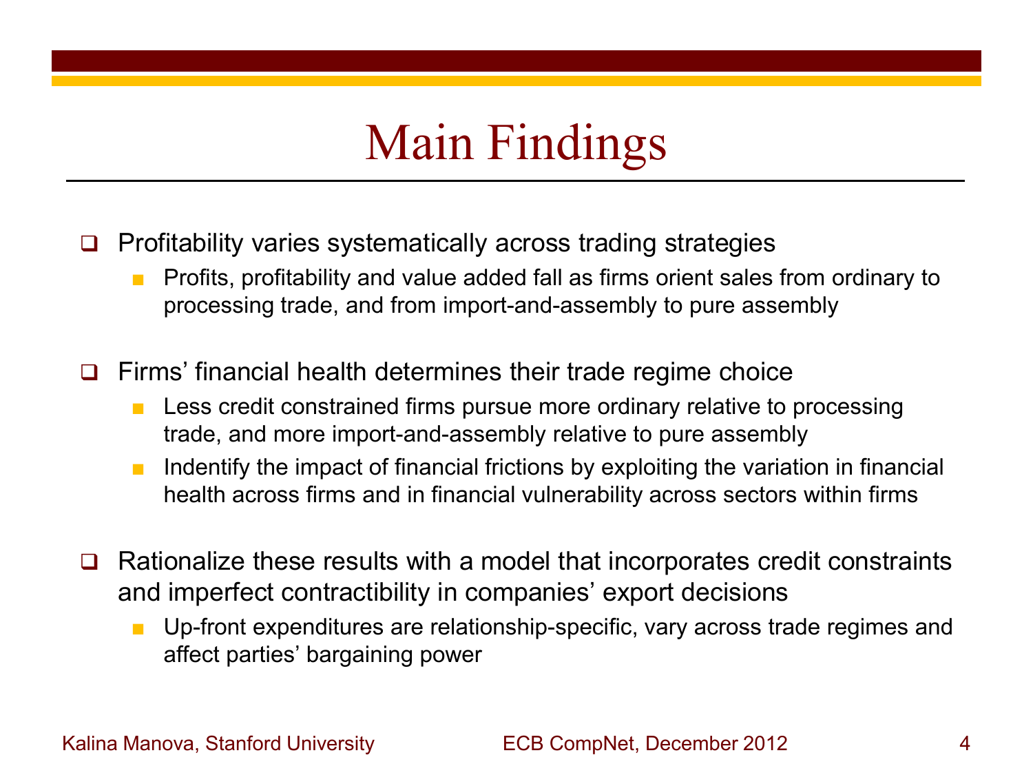# Main Findings

- Profitability varies systematically across trading strategies
  - Profits, profitability and value added fall as firms orient sales from ordinary to processing trade, and from import-and-assembly to pure assembly

- Firms' financial health determines their trade regime choice
  - Less credit constrained firms pursue more ordinary relative to processing trade, and more import-and-assembly relative to pure assembly
  - Indentify the impact of financial frictions by exploiting the variation in financial health across firms and in financial vulnerability across sectors within firms

- Rationalize these results with a model that incorporates credit constraints and imperfect contractibility in companies' export decisions
  - Up-front expenditures are relationship-specific, vary across trade regimes and affect parties' bargaining power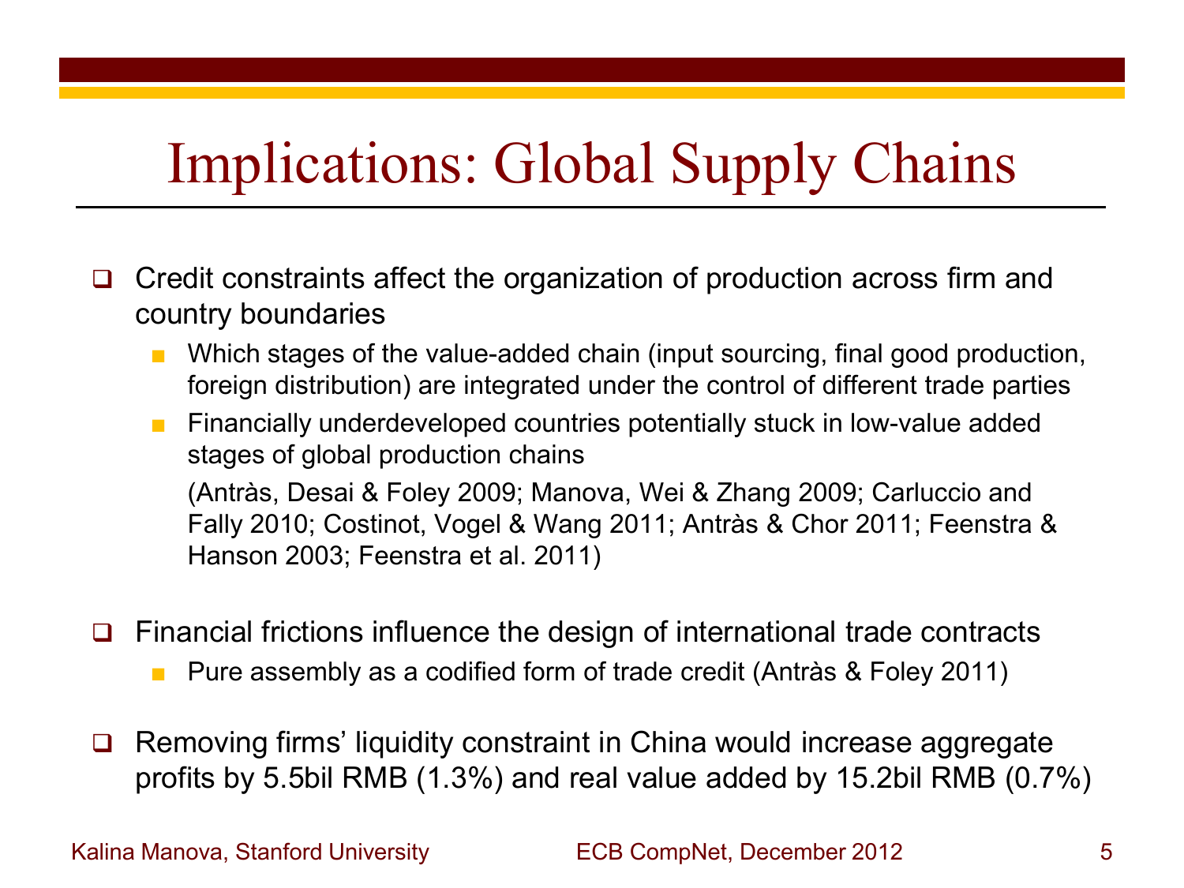# Implications: Global Supply Chains

- Credit constraints affect the organization of production across firm and country boundaries
  - Which stages of the value-added chain (input sourcing, final good production, foreign distribution) are integrated under the control of different trade parties
  - Financially underdeveloped countries potentially stuck in low-value added stages of global production chains

    (Antràs, Desai & Foley 2009; Manova, Wei & Zhang 2009; Carluccio and Fally 2010; Costinot, Vogel & Wang 2011; Antràs & Chor 2011; Feenstra & Hanson 2003; Feenstra et al. 2011)

- Financial frictions influence the design of international trade contracts
  - Pure assembly as a codified form of trade credit (Antràs & Foley 2011)

- Removing firms' liquidity constraint in China would increase aggregate profits by 5.5bil RMB (1.3%) and real value added by 15.2bil RMB (0.7%)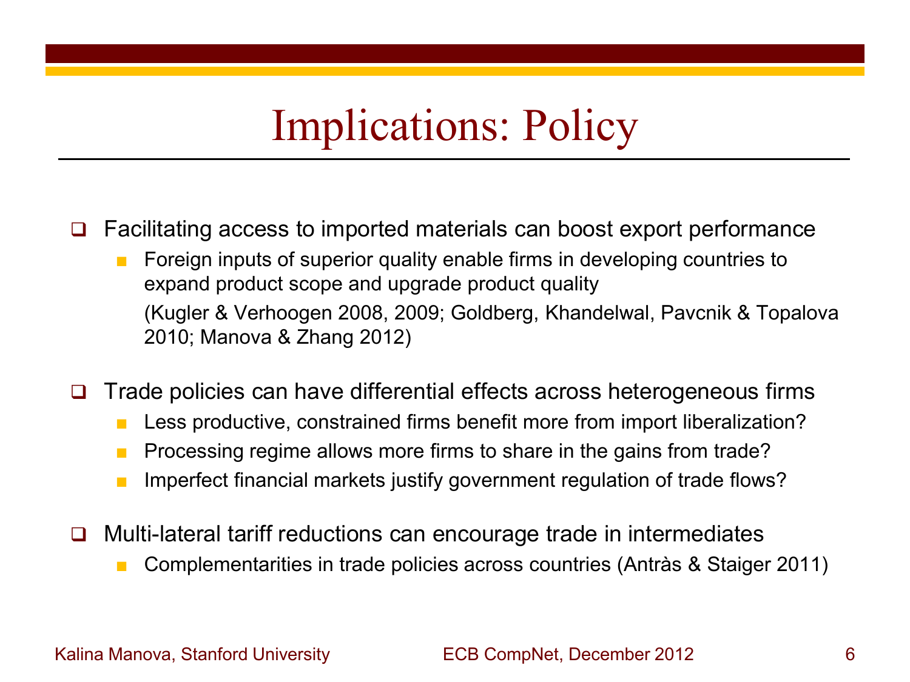# Implications: Policy

- Facilitating access to imported materials can boost export performance
  - Foreign inputs of superior quality enable firms in developing countries to expand product scope and upgrade product quality

    (Kugler & Verhoogen 2008, 2009; Goldberg, Khandelwal, Pavcnik & Topalova 2010; Manova & Zhang 2012)

- Trade policies can have differential effects across heterogeneous firms
  - Less productive, constrained firms benefit more from import liberalization?
  - Processing regime allows more firms to share in the gains from trade?
  - Imperfect financial markets justify government regulation of trade flows?

- Multi-lateral tariff reductions can encourage trade in intermediates
  - Complementarities in trade policies across countries (Antràs & Staiger 2011)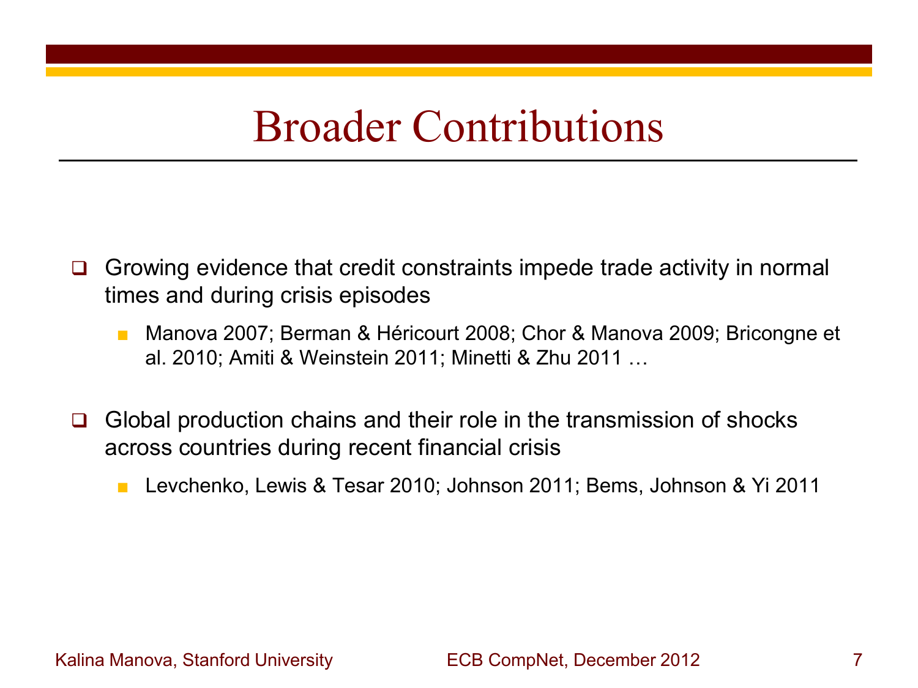# Broader Contributions

- Growing evidence that credit constraints impede trade activity in normal times and during crisis episodes
  - Manova 2007; Berman & Héricourt 2008; Chor & Manova 2009; Bricongne et al. 2010; Amiti & Weinstein 2011; Minetti & Zhu 2011 …
- Global production chains and their role in the transmission of shocks across countries during recent financial crisis
  - Levchenko, Lewis & Tesar 2010; Johnson 2011; Bems, Johnson & Yi 2011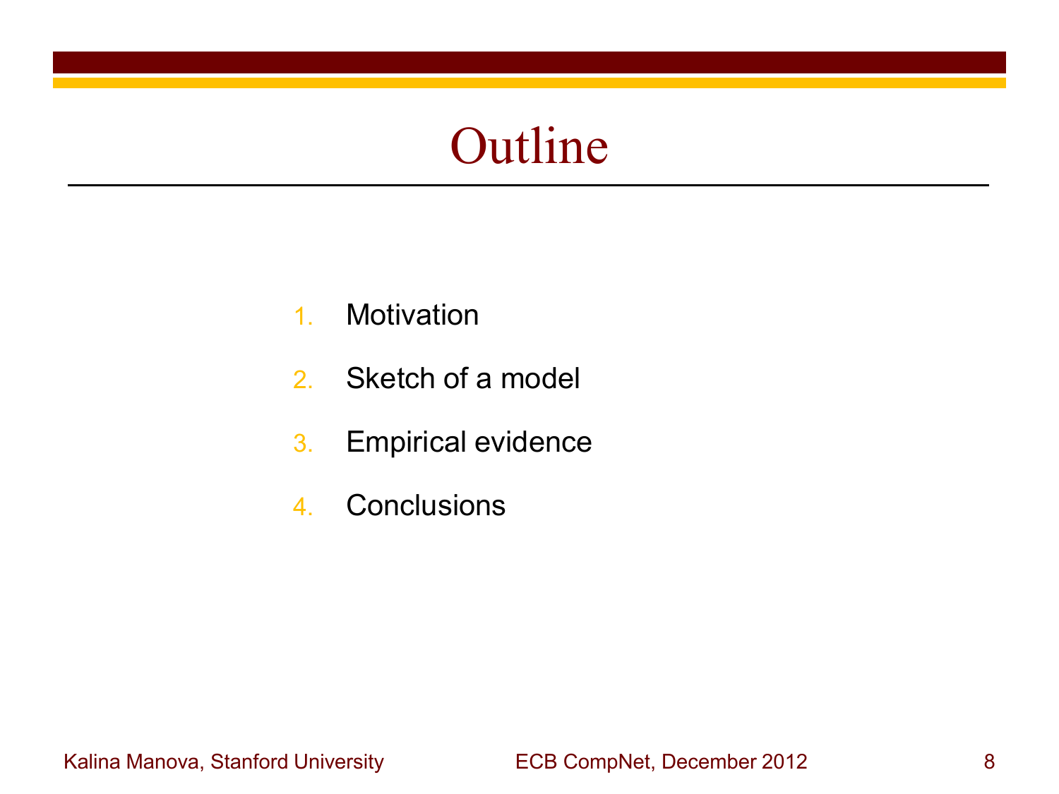# Outline

1. Motivation
2. Sketch of a model
3. Empirical evidence
4. Conclusions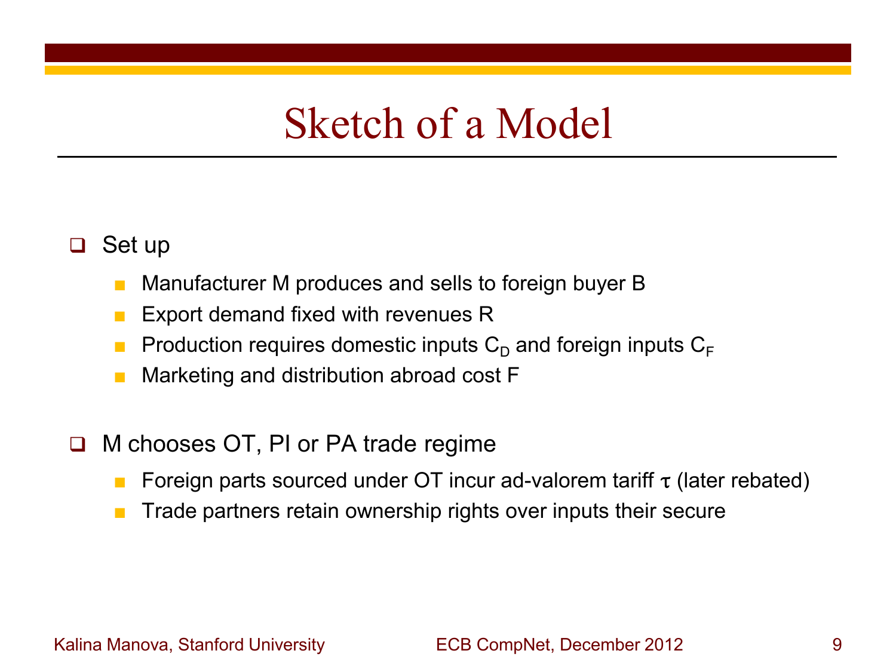# Sketch of a Model

- Set up
  - Manufacturer M produces and sells to foreign buyer B
  - Export demand fixed with revenues R
  - Production requires domestic inputs $C_D$ and foreign inputs $C_F$
  - Marketing and distribution abroad cost F
- M chooses OT, PI or PA trade regime
  - Foreign parts sourced under OT incur ad-valorem tariff $\tau$ (later rebated)
  - Trade partners retain ownership rights over inputs their secure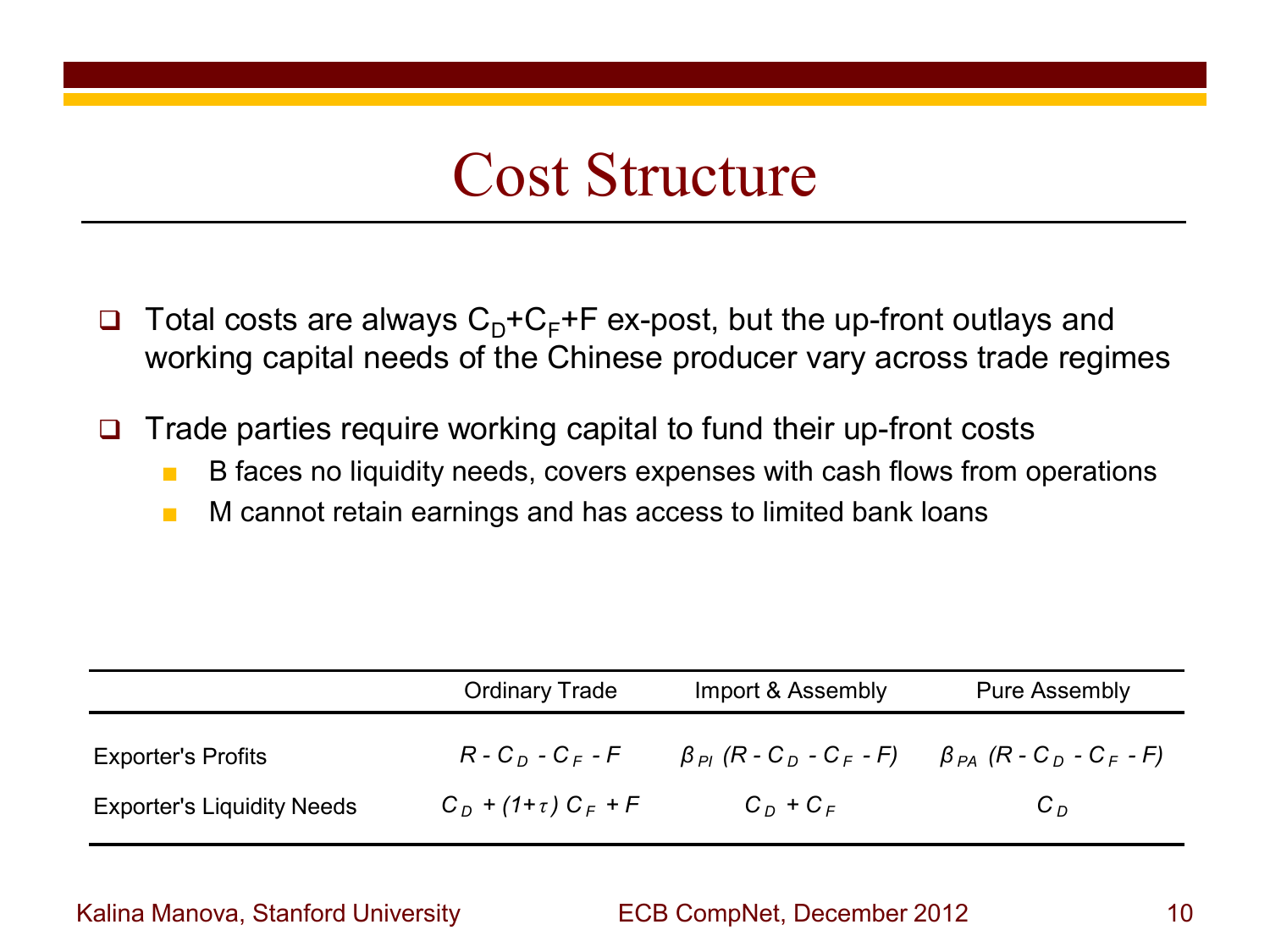# Cost Structure

- Total costs are always $C_D+C_F+F$ ex-post, but the up-front outlays and working capital needs of the Chinese producer vary across trade regimes
- Trade parties require working capital to fund their up-front costs
  - B faces no liquidity needs, covers expenses with cash flows from operations
  - M cannot retain earnings and has access to limited bank loans

| | Ordinary Trade | Import & Assembly | Pure Assembly |
|---|---|---|---|
| Exporter's Profits | $R - C_D - C_F - F$ | $\beta_{PI}\ (R - C_D - C_F - F)$ | $\beta_{PA}\ (R - C_D - C_F - F)$ |
| Exporter's Liquidity Needs | $C_D + (1+\tau)\ C_F + F$ | $C_D + C_F$ | $C_D$ |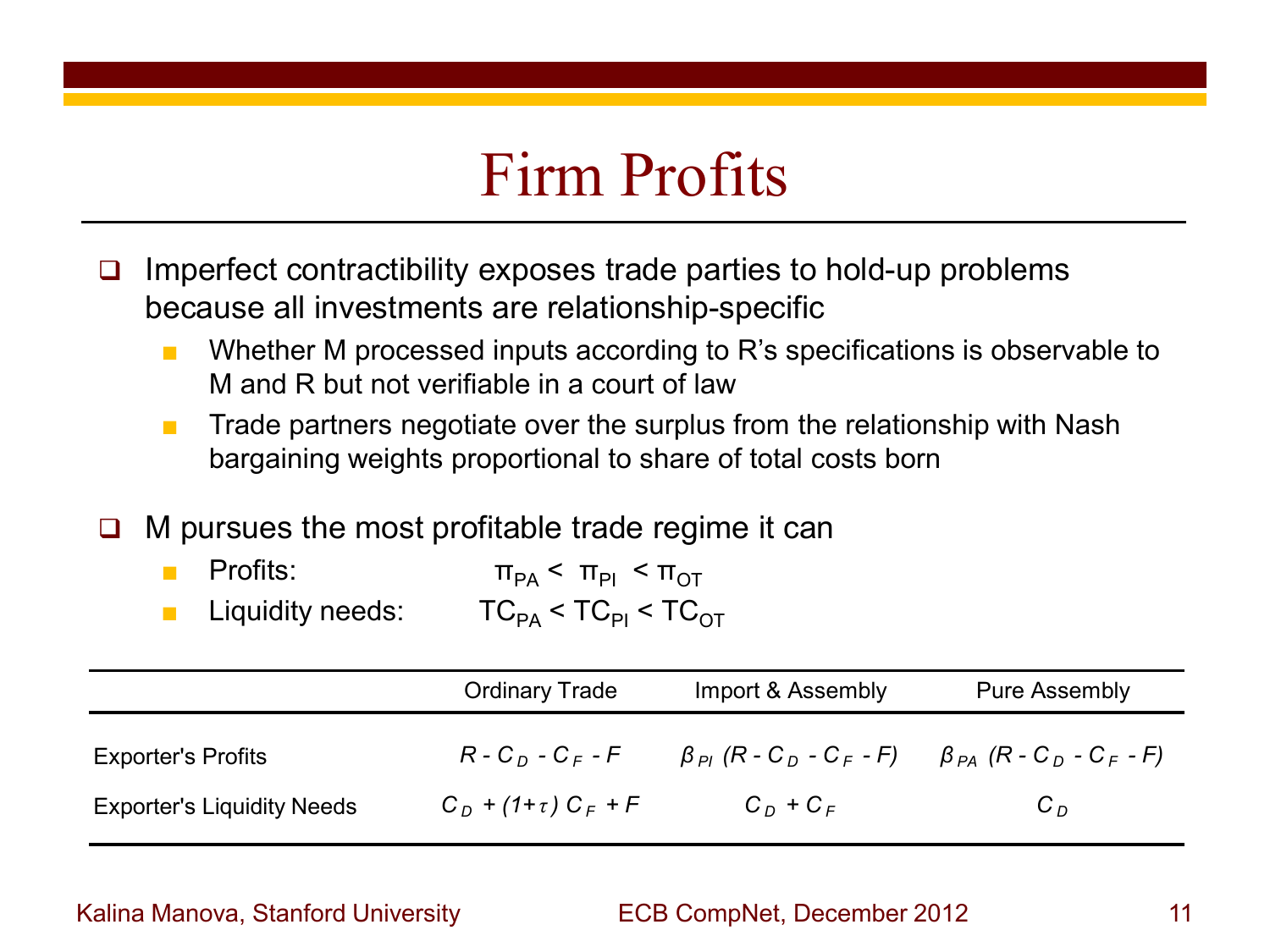# Firm Profits

- Imperfect contractibility exposes trade parties to hold-up problems because all investments are relationship-specific
  - Whether M processed inputs according to R's specifications is observable to M and R but not verifiable in a court of law
  - Trade partners negotiate over the surplus from the relationship with Nash bargaining weights proportional to share of total costs born

- M pursues the most profitable trade regime it can
  - Profits: $\pi_{PA} < \pi_{PI} < \pi_{OT}$
  - Liquidity needs: $TC_{PA} < TC_{PI} < TC_{OT}$

| | Ordinary Trade | Import & Assembly | Pure Assembly |
|---|---|---|---|
| Exporter's Profits | $R - C_D - C_F - F$ | $\beta_{PI}\,(R - C_D - C_F - F)$ | $\beta_{PA}\,(R - C_D - C_F - F)$ |
| Exporter's Liquidity Needs | $C_D + (1+\tau)\,C_F + F$ | $C_D + C_F$ | $C_D$ |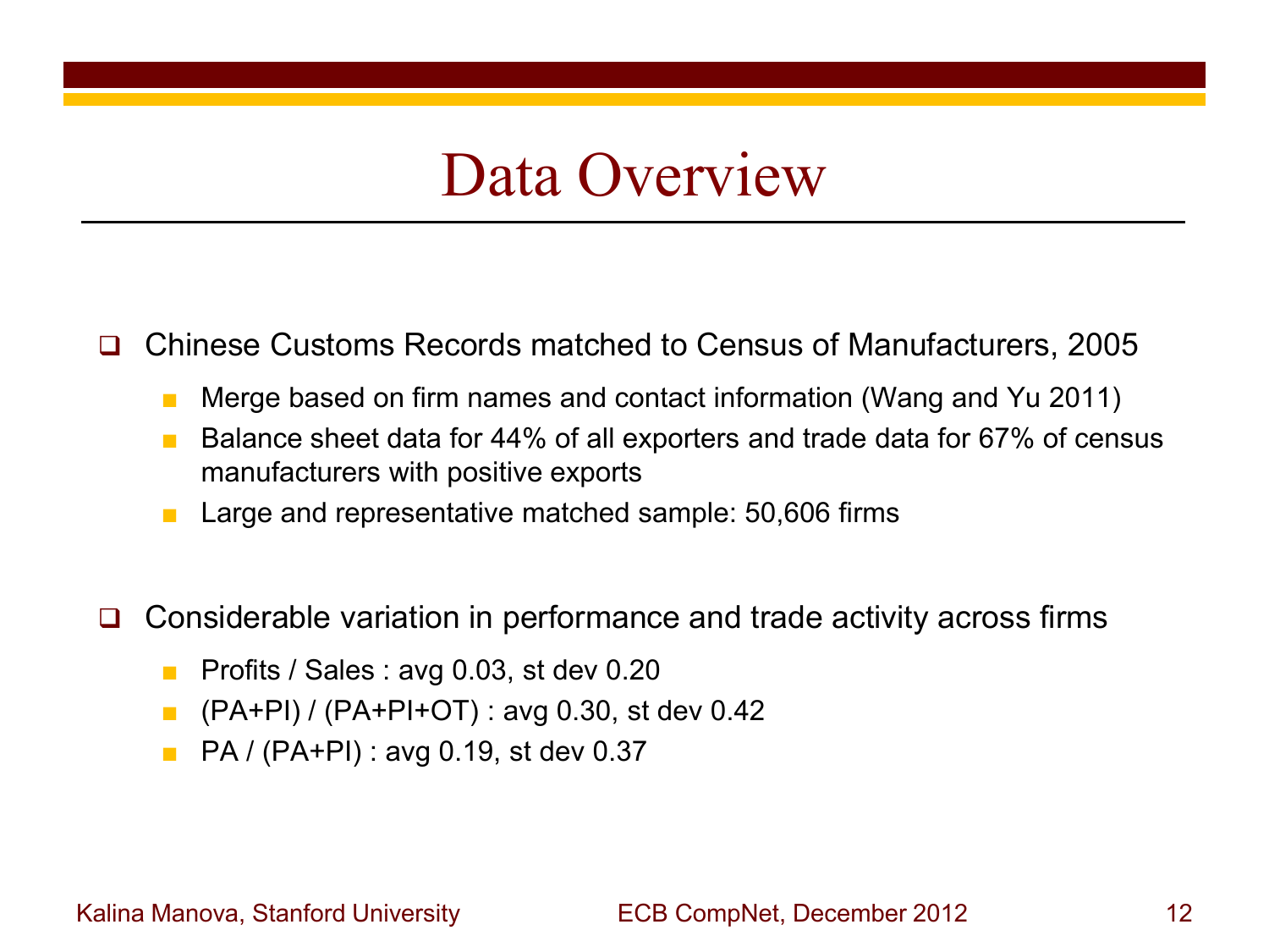# Data Overview

- Chinese Customs Records matched to Census of Manufacturers, 2005
  - Merge based on firm names and contact information (Wang and Yu 2011)
  - Balance sheet data for 44% of all exporters and trade data for 67% of census manufacturers with positive exports
  - Large and representative matched sample: 50,606 firms

- Considerable variation in performance and trade activity across firms
  - Profits / Sales : avg 0.03, st dev 0.20
  - (PA+PI) / (PA+PI+OT) : avg 0.30, st dev 0.42
  - PA / (PA+PI) : avg 0.19, st dev 0.37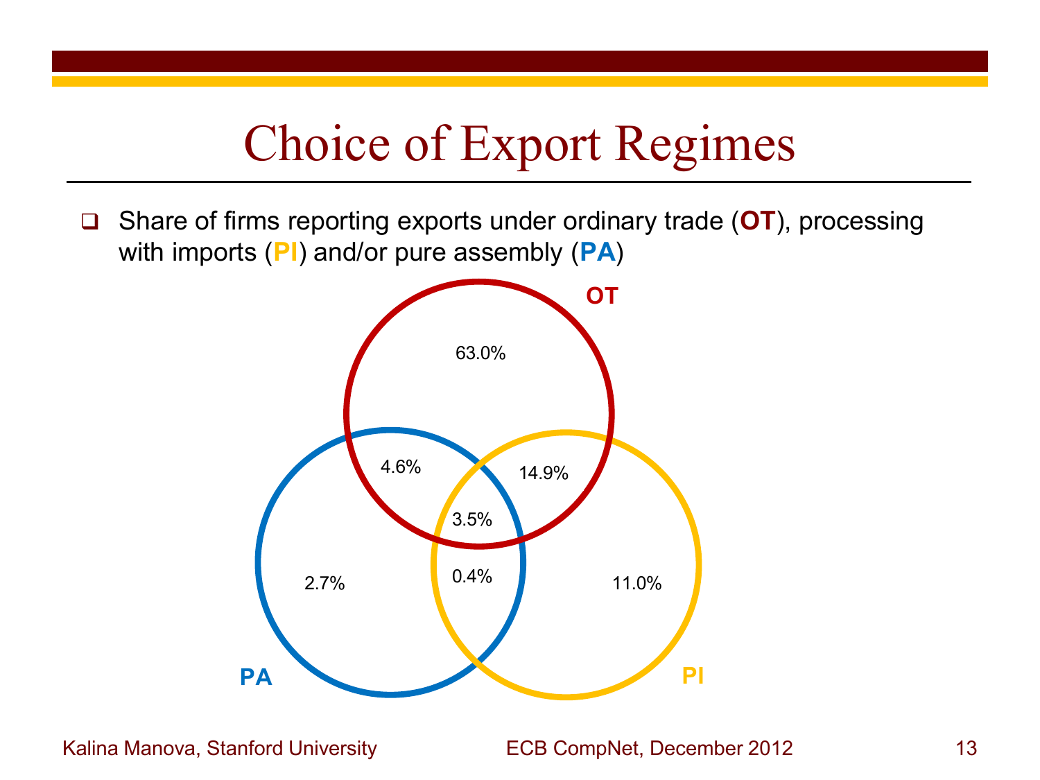# Choice of Export Regimes

- Share of firms reporting exports under ordinary trade (**OT**), processing with imports (**PI**) and/or pure assembly (**PA**)

| Regime combination | Share of firms |
| --- | --- |
| OT only | 63.0% |
| PI only | 11.0% |
| PA only | 2.7% |
| OT and PI | 14.9% |
| OT and PA | 4.6% |
| PA and PI | 0.4% |
| OT, PA and PI | 3.5% |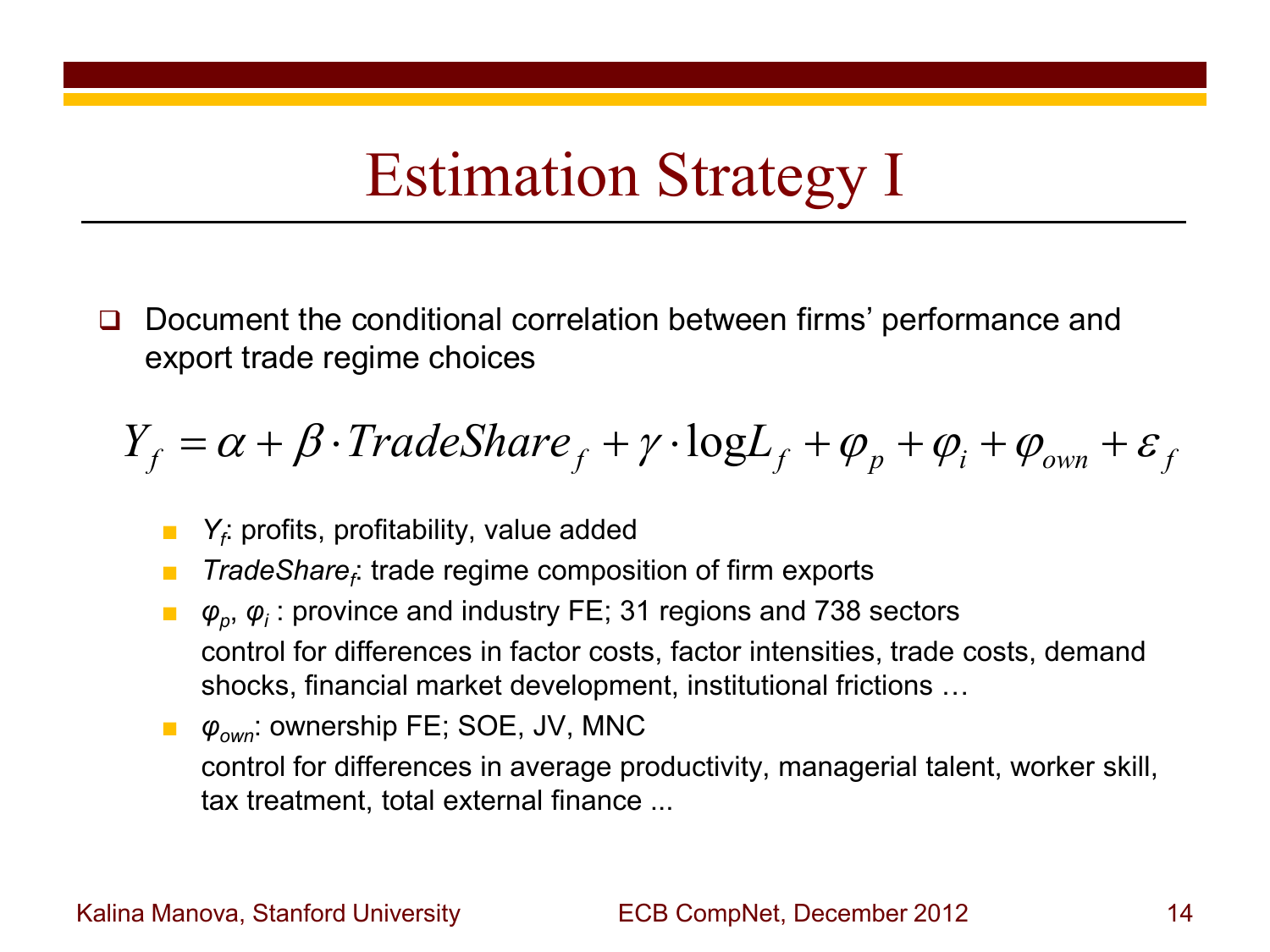# Estimation Strategy I

- Document the conditional correlation between firms' performance and export trade regime choices

$$Y_f = \alpha + \beta \cdot TradeShare_f + \gamma \cdot \log L_f + \varphi_p + \varphi_i + \varphi_{own} + \varepsilon_f$$

- $Y_f$: profits, profitability, value added
- $TradeShare_f$: trade regime composition of firm exports
- $\varphi_p$, $\varphi_i$ : province and industry FE; 31 regions and 738 sectors
  control for differences in factor costs, factor intensities, trade costs, demand shocks, financial market development, institutional frictions …
- $\varphi_{own}$: ownership FE; SOE, JV, MNC
  control for differences in average productivity, managerial talent, worker skill, tax treatment, total external finance ...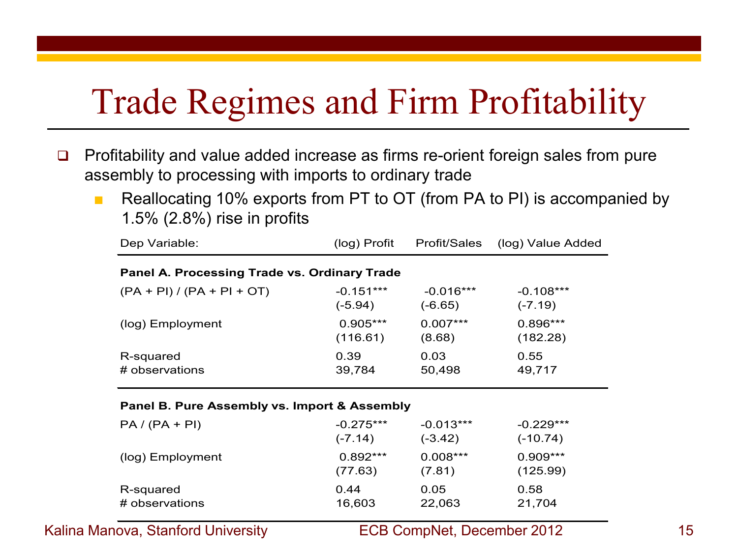# Trade Regimes and Firm Profitability

- Profitability and value added increase as firms re-orient foreign sales from pure assembly to processing with imports to ordinary trade
  - Reallocating 10% exports from PT to OT (from PA to PI) is accompanied by 1.5% (2.8%) rise in profits

| Dep Variable: | (log) Profit | Profit/Sales | (log) Value Added |
|---|---|---|---|
| **Panel A. Processing Trade vs. Ordinary Trade** | | | |
| (PA + PI) / (PA + PI + OT) | -0.151*** | -0.016*** | -0.108*** |
| | (-5.94) | (-6.65) | (-7.19) |
| (log) Employment | 0.905*** | 0.007*** | 0.896*** |
| | (116.61) | (8.68) | (182.28) |
| R-squared | 0.39 | 0.03 | 0.55 |
| # observations | 39,784 | 50,498 | 49,717 |
| **Panel B. Pure Assembly vs. Import & Assembly** | | | |
| PA / (PA + PI) | -0.275*** | -0.013*** | -0.229*** |
| | (-7.14) | (-3.42) | (-10.74) |
| (log) Employment | 0.892*** | 0.008*** | 0.909*** |
| | (77.63) | (7.81) | (125.99) |
| R-squared | 0.44 | 0.05 | 0.58 |
| # observations | 16,603 | 22,063 | 21,704 |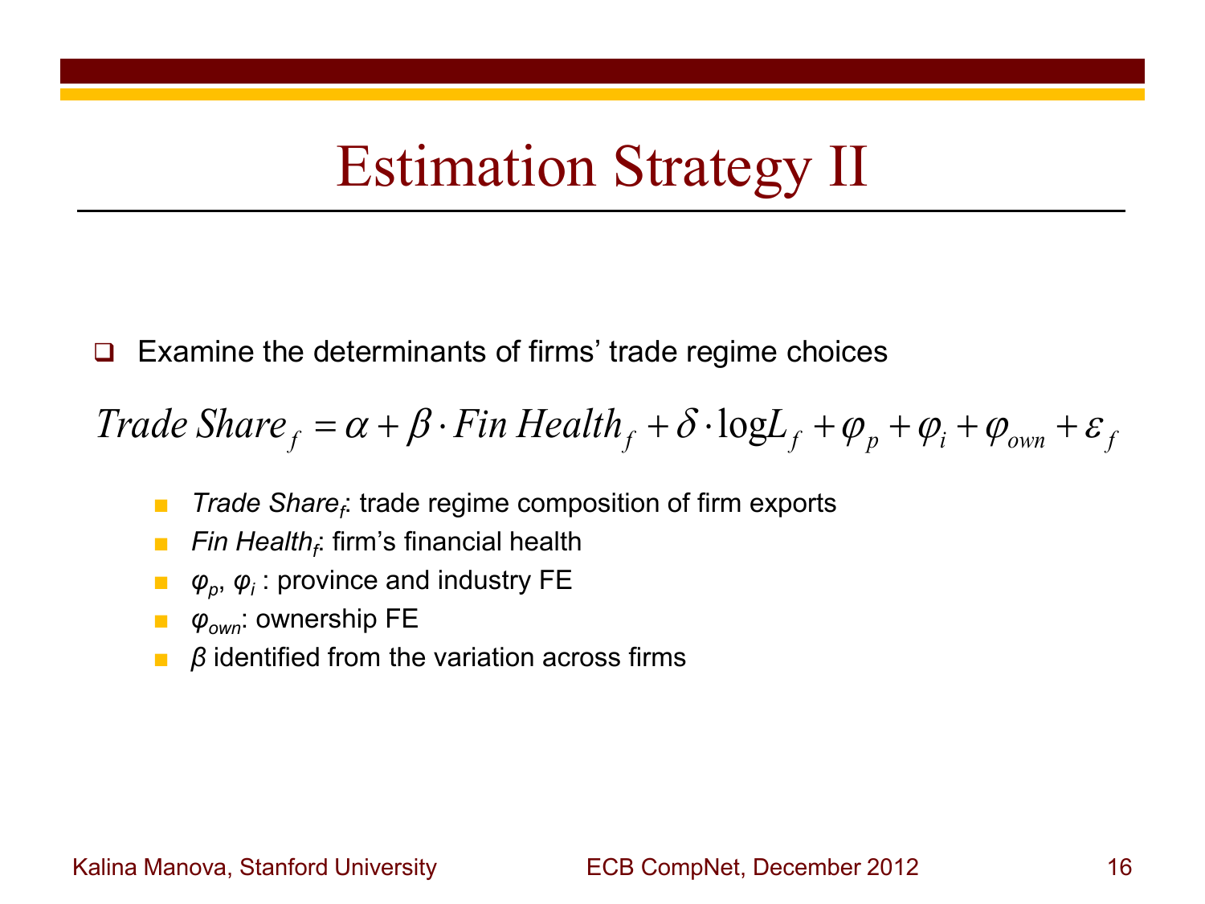# Estimation Strategy II

- Examine the determinants of firms' trade regime choices

$$Trade\ Share_f = \alpha + \beta \cdot Fin\ Health_f + \delta \cdot \log L_f + \varphi_p + \varphi_i + \varphi_{own} + \varepsilon_f$$

  - *Trade Share$_f$*: trade regime composition of firm exports
  - *Fin Health$_f$*: firm's financial health
  - $\varphi_p$, $\varphi_i$ : province and industry FE
  - $\varphi_{own}$: ownership FE
  - $\beta$ identified from the variation across firms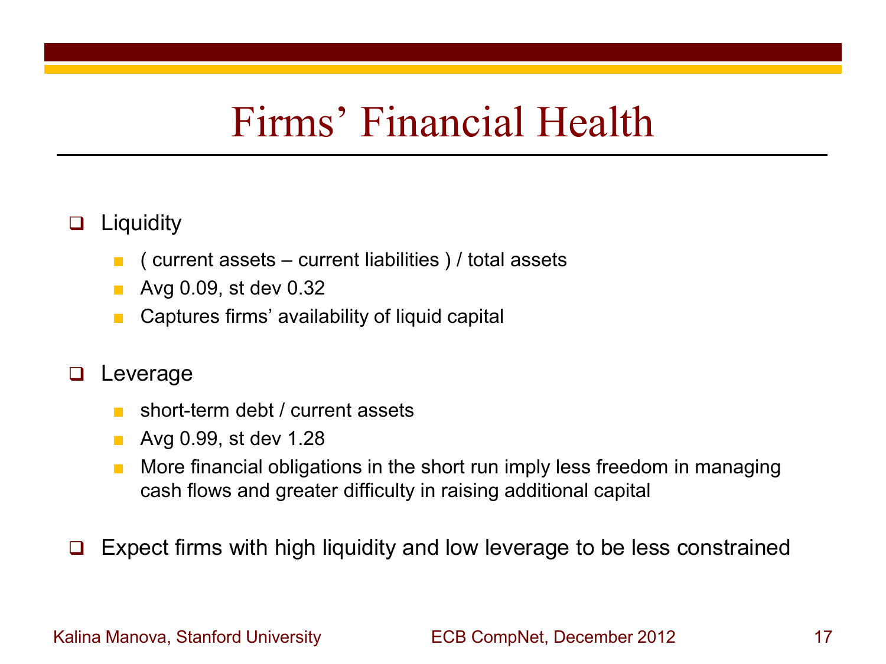# Firms' Financial Health

- Liquidity
  - ( current assets – current liabilities ) / total assets
  - Avg 0.09, st dev 0.32
  - Captures firms' availability of liquid capital

- Leverage
  - short-term debt / current assets
  - Avg 0.99, st dev 1.28
  - More financial obligations in the short run imply less freedom in managing cash flows and greater difficulty in raising additional capital

- Expect firms with high liquidity and low leverage to be less constrained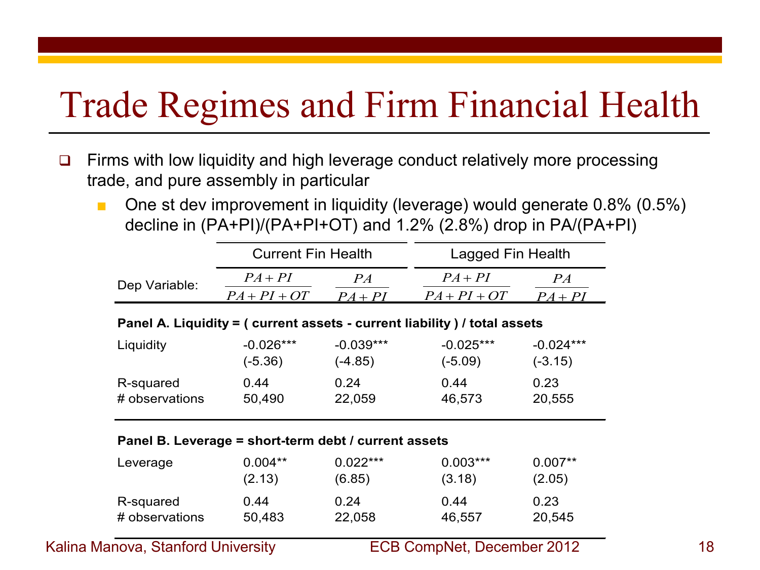# Trade Regimes and Firm Financial Health

- Firms with low liquidity and high leverage conduct relatively more processing trade, and pure assembly in particular
  - One st dev improvement in liquidity (leverage) would generate 0.8% (0.5%) decline in (PA+PI)/(PA+PI+OT) and 1.2% (2.8%) drop in PA/(PA+PI)

| | Current Fin Health | | Lagged Fin Health | |
|---|---|---|---|---|
| Dep Variable: | $\frac{PA+PI}{PA+PI+OT}$ | $\frac{PA}{PA+PI}$ | $\frac{PA+PI}{PA+PI+OT}$ | $\frac{PA}{PA+PI}$ |
| **Panel A. Liquidity = ( current assets - current liability ) / total assets** | | | | |
| Liquidity | -0.026*** | -0.039*** | -0.025*** | -0.024*** |
| | (-5.36) | (-4.85) | (-5.09) | (-3.15) |
| R-squared | 0.44 | 0.24 | 0.44 | 0.23 |
| # observations | 50,490 | 22,059 | 46,573 | 20,555 |
| **Panel B. Leverage = short-term debt / current assets** | | | | |
| Leverage | 0.004** | 0.022*** | 0.003*** | 0.007** |
| | (2.13) | (6.85) | (3.18) | (2.05) |
| R-squared | 0.44 | 0.24 | 0.44 | 0.23 |
| # observations | 50,483 | 22,058 | 46,557 | 20,545 |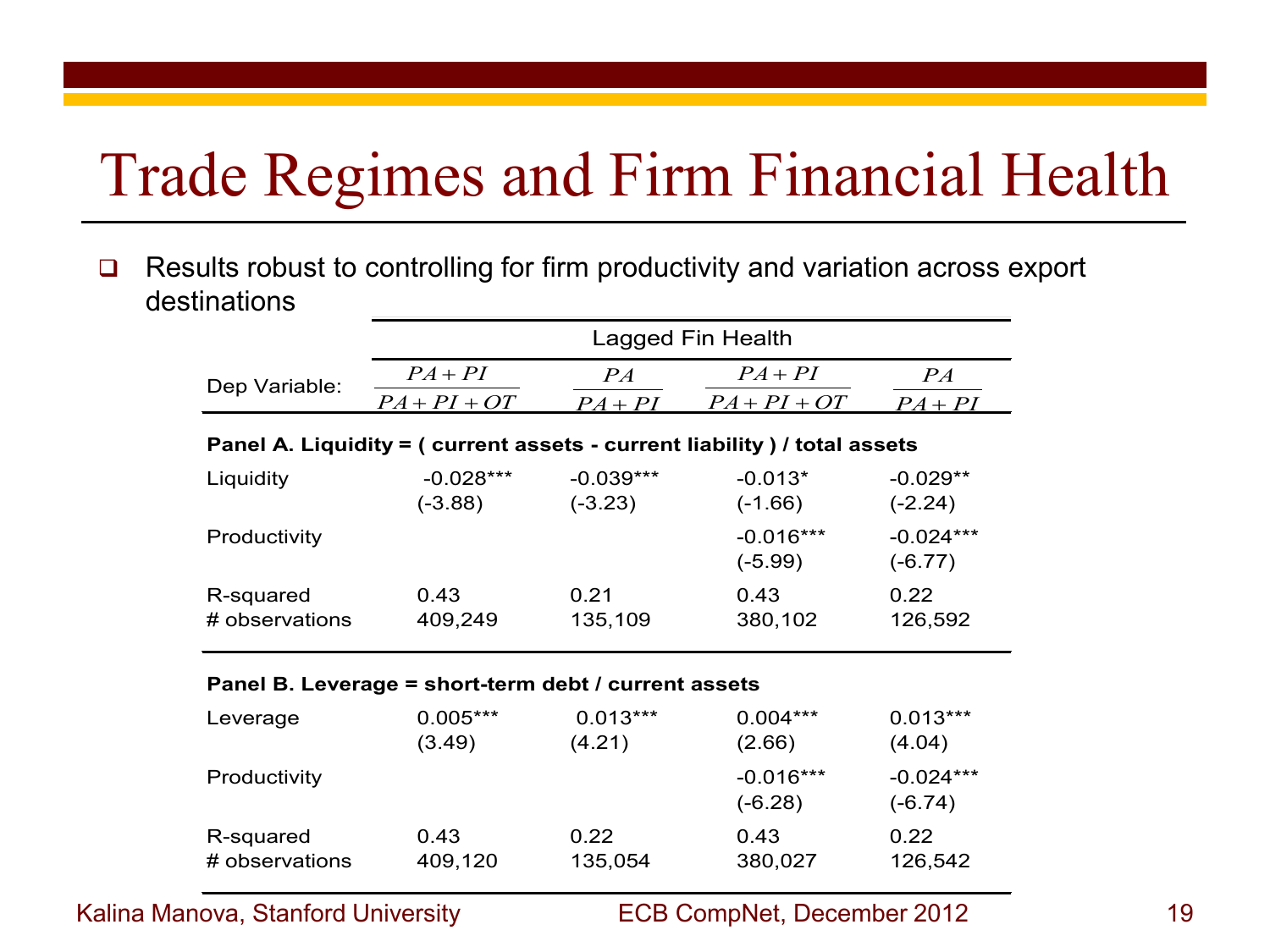# Trade Regimes and Firm Financial Health

- Results robust to controlling for firm productivity and variation across export destinations

| | Lagged Fin Health | | | |
|---|---|---|---|---|
| Dep Variable: | $\frac{PA+PI}{PA+PI+OT}$ | $\frac{PA}{PA+PI}$ | $\frac{PA+PI}{PA+PI+OT}$ | $\frac{PA}{PA+PI}$ |
| **Panel A. Liquidity = ( current assets - current liability ) / total assets** | | | | |
| Liquidity | -0.028*** | -0.039*** | -0.013* | -0.029** |
| | (-3.88) | (-3.23) | (-1.66) | (-2.24) |
| Productivity | | | -0.016*** | -0.024*** |
| | | | (-5.99) | (-6.77) |
| R-squared | 0.43 | 0.21 | 0.43 | 0.22 |
| # observations | 409,249 | 135,109 | 380,102 | 126,592 |
| **Panel B. Leverage = short-term debt / current assets** | | | | |
| Leverage | 0.005*** | 0.013*** | 0.004*** | 0.013*** |
| | (3.49) | (4.21) | (2.66) | (4.04) |
| Productivity | | | -0.016*** | -0.024*** |
| | | | (-6.28) | (-6.74) |
| R-squared | 0.43 | 0.22 | 0.43 | 0.22 |
| # observations | 409,120 | 135,054 | 380,027 | 126,542 |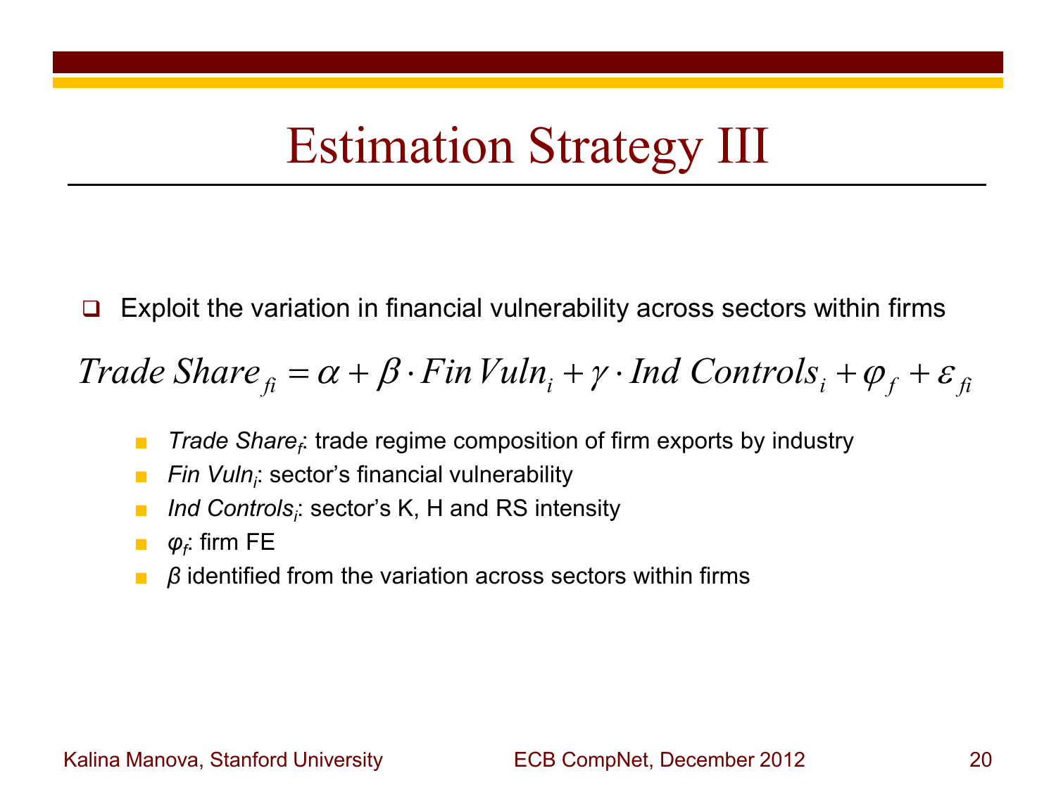# Estimation Strategy III

- Exploit the variation in financial vulnerability across sectors within firms

$$Trade\ Share_{fi} = \alpha + \beta \cdot Fin\,Vuln_i + \gamma \cdot Ind\ Controls_i + \varphi_f + \varepsilon_{fi}$$

  - *Trade Share$_f$*: trade regime composition of firm exports by industry
  - *Fin Vuln$_i$*: sector's financial vulnerability
  - *Ind Controls$_i$*: sector's K, H and RS intensity
  - $\varphi_f$: firm FE
  - $\beta$ identified from the variation across sectors within firms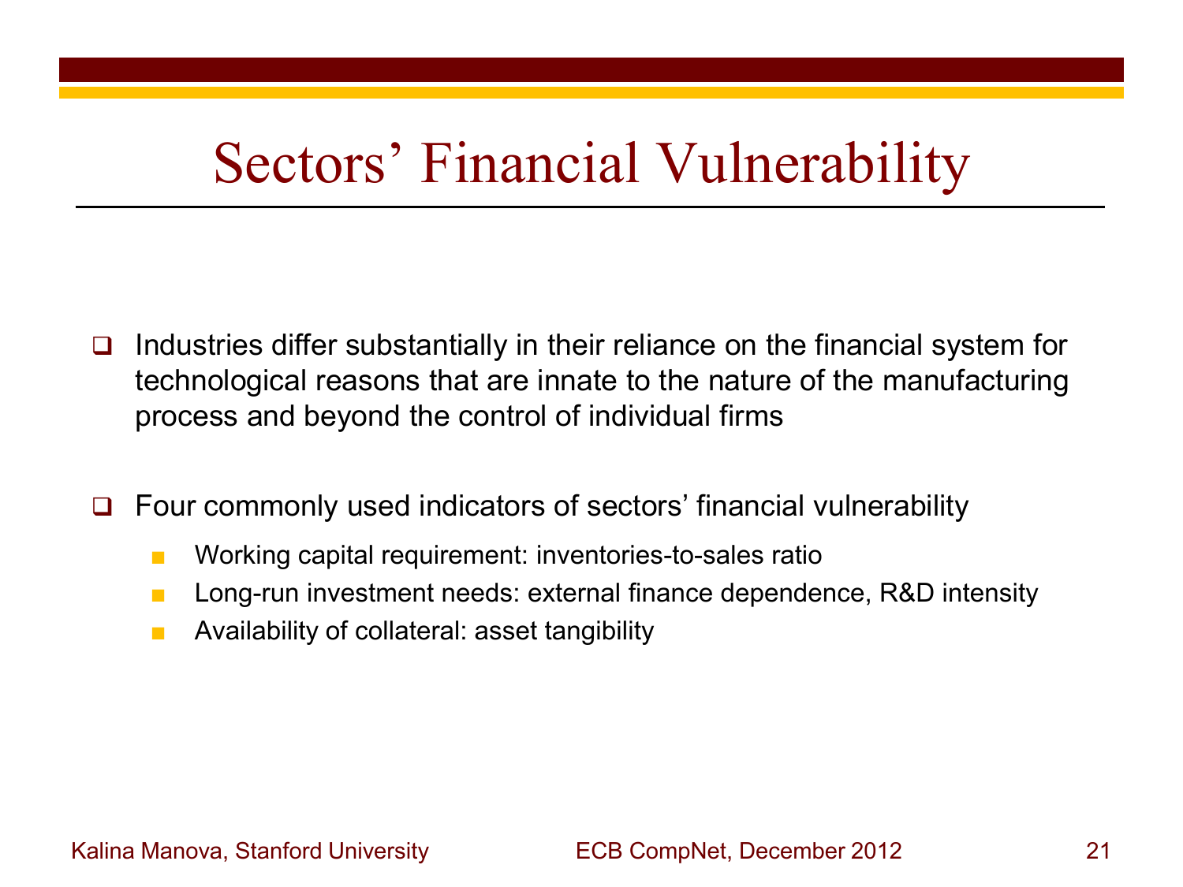# Sectors' Financial Vulnerability

- Industries differ substantially in their reliance on the financial system for technological reasons that are innate to the nature of the manufacturing process and beyond the control of individual firms

- Four commonly used indicators of sectors' financial vulnerability
  - Working capital requirement: inventories-to-sales ratio
  - Long-run investment needs: external finance dependence, R&D intensity
  - Availability of collateral: asset tangibility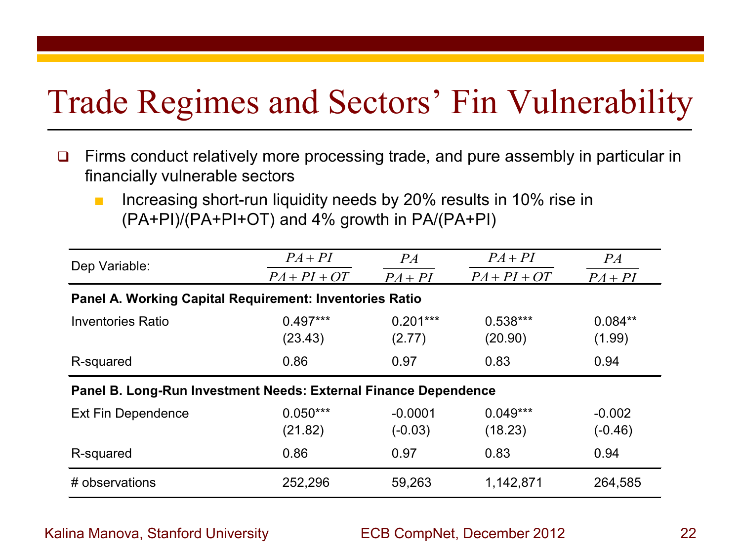# Trade Regimes and Sectors' Fin Vulnerability

- Firms conduct relatively more processing trade, and pure assembly in particular in financially vulnerable sectors
  - Increasing short-run liquidity needs by 20% results in 10% rise in (PA+PI)/(PA+PI+OT) and 4% growth in PA/(PA+PI)

| Dep Variable: | $\frac{PA+PI}{PA+PI+OT}$ | $\frac{PA}{PA+PI}$ | $\frac{PA+PI}{PA+PI+OT}$ | $\frac{PA}{PA+PI}$ |
|---|---|---|---|---|
| **Panel A. Working Capital Requirement: Inventories Ratio** | | | | |
| Inventories Ratio | 0.497*** | 0.201*** | 0.538*** | 0.084** |
| | (23.43) | (2.77) | (20.90) | (1.99) |
| R-squared | 0.86 | 0.97 | 0.83 | 0.94 |
| **Panel B. Long-Run Investment Needs: External Finance Dependence** | | | | |
| Ext Fin Dependence | 0.050*** | -0.0001 | 0.049*** | -0.002 |
| | (21.82) | (-0.03) | (18.23) | (-0.46) |
| R-squared | 0.86 | 0.97 | 0.83 | 0.94 |
| # observations | 252,296 | 59,263 | 1,142,871 | 264,585 |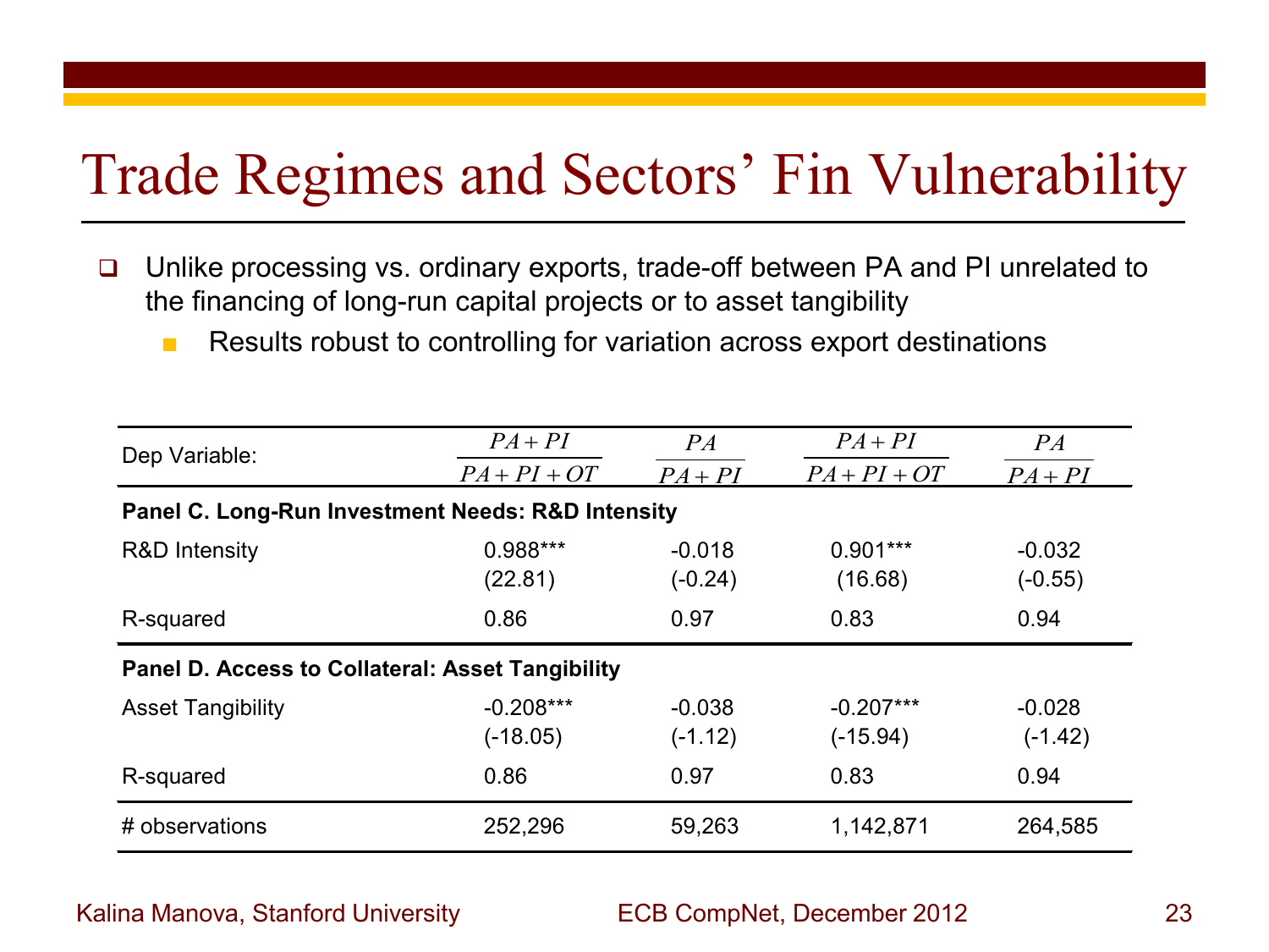# Trade Regimes and Sectors' Fin Vulnerability

- Unlike processing vs. ordinary exports, trade-off between PA and PI unrelated to the financing of long-run capital projects or to asset tangibility
  - Results robust to controlling for variation across export destinations

| Dep Variable: | $\frac{PA+PI}{PA+PI+OT}$ | $\frac{PA}{PA+PI}$ | $\frac{PA+PI}{PA+PI+OT}$ | $\frac{PA}{PA+PI}$ |
|---|---|---|---|---|
| **Panel C. Long-Run Investment Needs: R&D Intensity** | | | | |
| R&D Intensity | 0.988*** | -0.018 | 0.901*** | -0.032 |
| | (22.81) | (-0.24) | (16.68) | (-0.55) |
| R-squared | 0.86 | 0.97 | 0.83 | 0.94 |
| **Panel D. Access to Collateral: Asset Tangibility** | | | | |
| Asset Tangibility | -0.208*** | -0.038 | -0.207*** | -0.028 |
| | (-18.05) | (-1.12) | (-15.94) | (-1.42) |
| R-squared | 0.86 | 0.97 | 0.83 | 0.94 |
| # observations | 252,296 | 59,263 | 1,142,871 | 264,585 |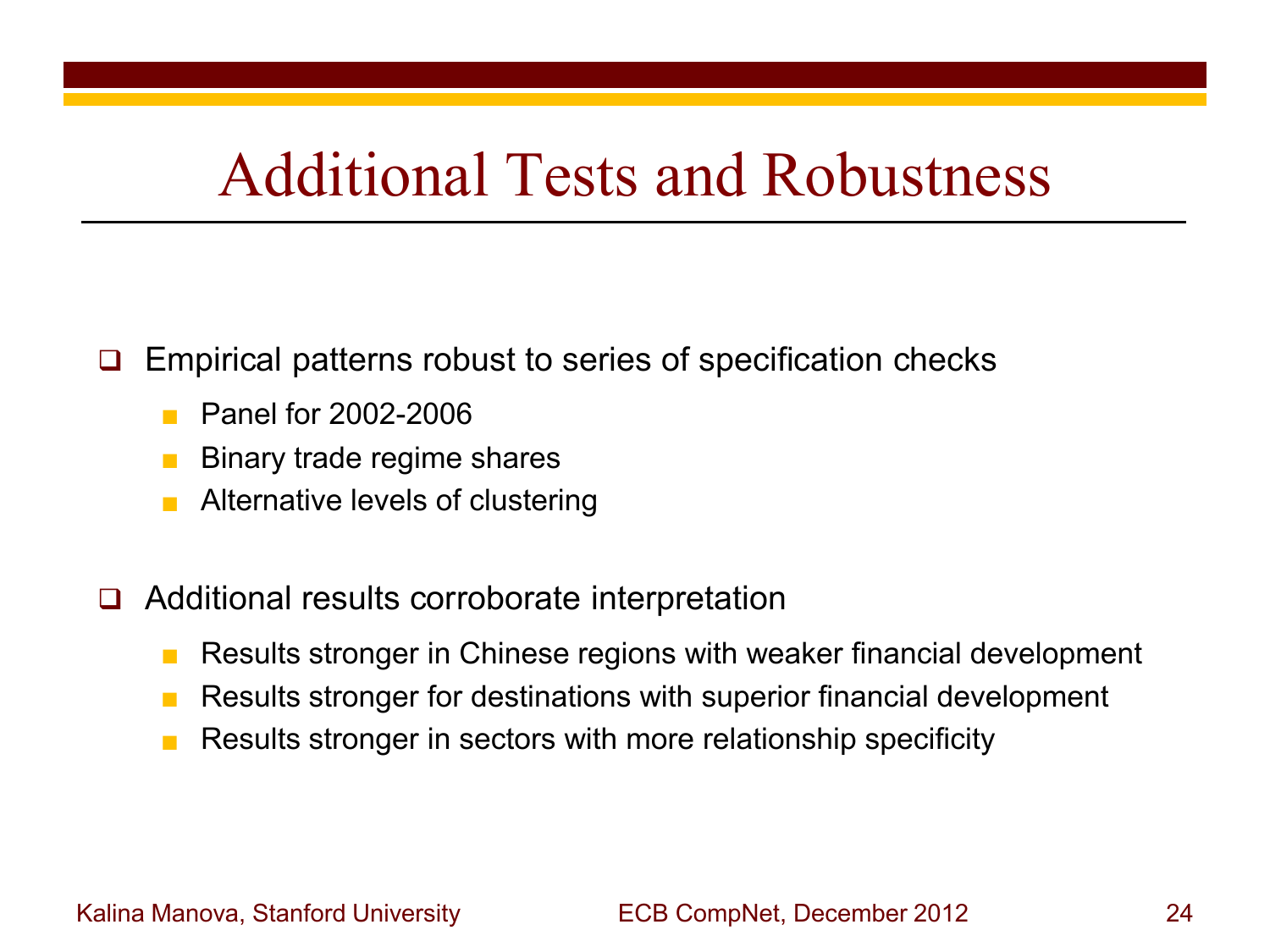# Additional Tests and Robustness

- Empirical patterns robust to series of specification checks
  - Panel for 2002-2006
  - Binary trade regime shares
  - Alternative levels of clustering

- Additional results corroborate interpretation
  - Results stronger in Chinese regions with weaker financial development
  - Results stronger for destinations with superior financial development
  - Results stronger in sectors with more relationship specificity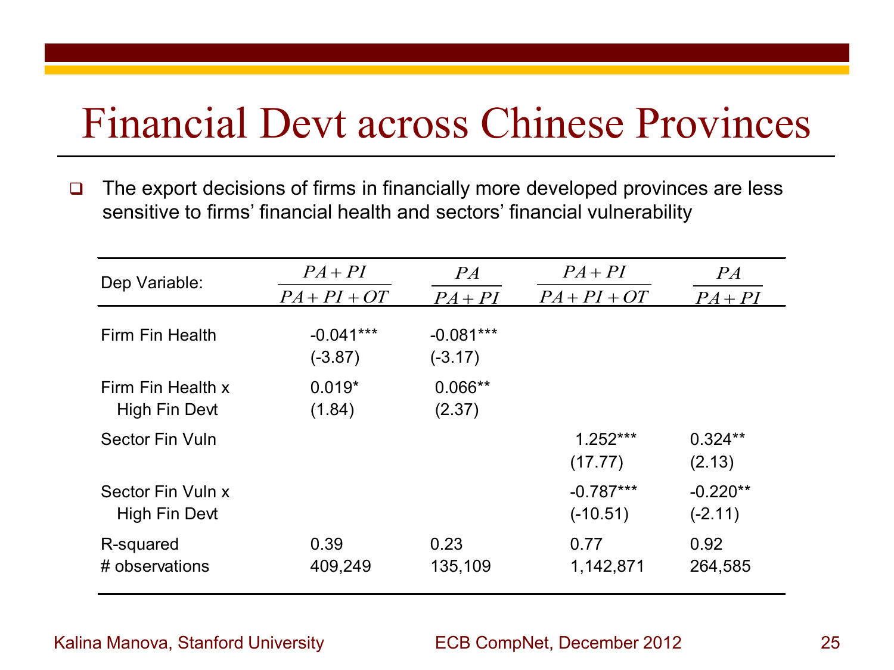# Financial Devt across Chinese Provinces

- The export decisions of firms in financially more developed provinces are less sensitive to firms' financial health and sectors' financial vulnerability

| Dep Variable: | $\frac{PA+PI}{PA+PI+OT}$ | $\frac{PA}{PA+PI}$ | $\frac{PA+PI}{PA+PI+OT}$ | $\frac{PA}{PA+PI}$ |
|---|---|---|---|---|
| Firm Fin Health | -0.041*** | -0.081*** | | |
| | (-3.87) | (-3.17) | | |
| Firm Fin Health x High Fin Devt | 0.019* | 0.066** | | |
| | (1.84) | (2.37) | | |
| Sector Fin Vuln | | | 1.252*** | 0.324** |
| | | | (17.77) | (2.13) |
| Sector Fin Vuln x High Fin Devt | | | -0.787*** | -0.220** |
| | | | (-10.51) | (-2.11) |
| R-squared | 0.39 | 0.23 | 0.77 | 0.92 |
| # observations | 409,249 | 135,109 | 1,142,871 | 264,585 |

Kalina Manova, Stanford University

ECB CompNet, December 2012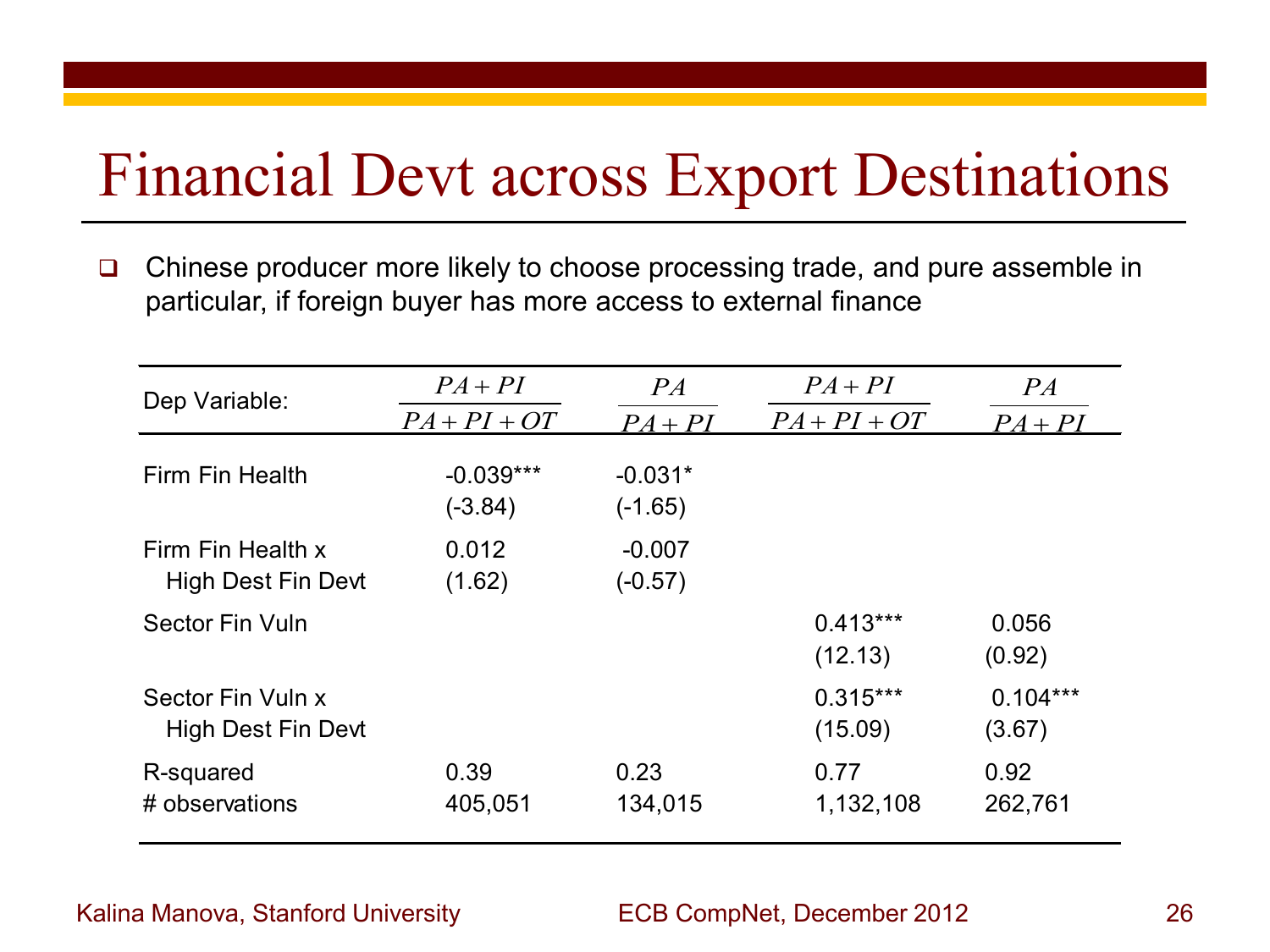# Financial Devt across Export Destinations

- Chinese producer more likely to choose processing trade, and pure assemble in particular, if foreign buyer has more access to external finance

| Dep Variable: | $\frac{PA+PI}{PA+PI+OT}$ | $\frac{PA}{PA+PI}$ | $\frac{PA+PI}{PA+PI+OT}$ | $\frac{PA}{PA+PI}$ |
|---|---|---|---|---|
| Firm Fin Health | -0.039*** (-3.84) | -0.031* (-1.65) | | |
| Firm Fin Health x High Dest Fin Devt | 0.012 (1.62) | -0.007 (-0.57) | | |
| Sector Fin Vuln | | | 0.413*** (12.13) | 0.056 (0.92) |
| Sector Fin Vuln x High Dest Fin Devt | | | 0.315*** (15.09) | 0.104*** (3.67) |
| R-squared | 0.39 | 0.23 | 0.77 | 0.92 |
| # observations | 405,051 | 134,015 | 1,132,108 | 262,761 |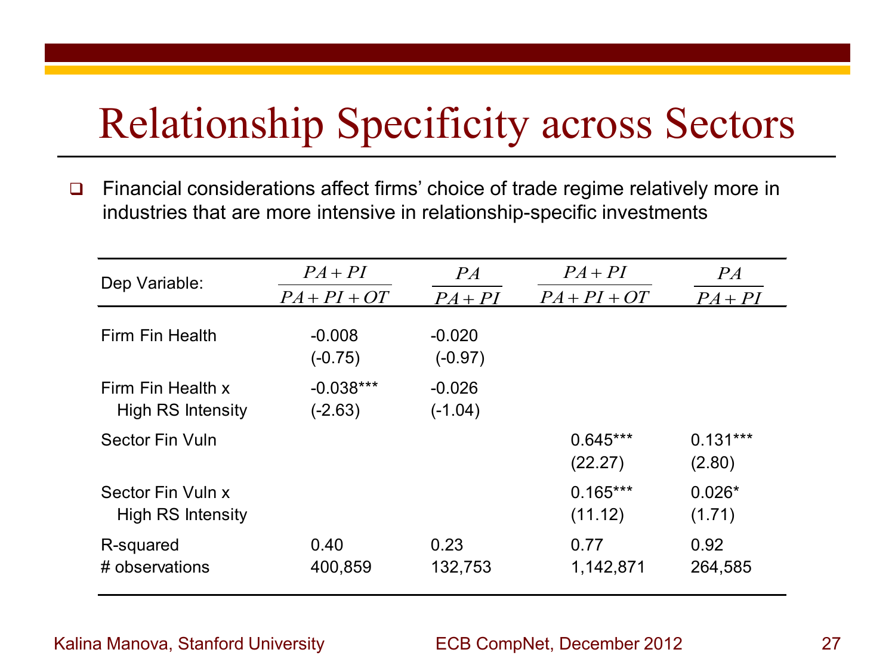# Relationship Specificity across Sectors

- Financial considerations affect firms' choice of trade regime relatively more in industries that are more intensive in relationship-specific investments

| Dep Variable: | $\frac{PA+PI}{PA+PI+OT}$ | $\frac{PA}{PA+PI}$ | $\frac{PA+PI}{PA+PI+OT}$ | $\frac{PA}{PA+PI}$ |
|---|---|---|---|---|
| Firm Fin Health | -0.008 | -0.020 | | |
| | (-0.75) | (-0.97) | | |
| Firm Fin Health x High RS Intensity | -0.038*** | -0.026 | | |
| | (-2.63) | (-1.04) | | |
| Sector Fin Vuln | | | 0.645*** | 0.131*** |
| | | | (22.27) | (2.80) |
| Sector Fin Vuln x High RS Intensity | | | 0.165*** | 0.026* |
| | | | (11.12) | (1.71) |
| R-squared | 0.40 | 0.23 | 0.77 | 0.92 |
| # observations | 400,859 | 132,753 | 1,142,871 | 264,585 |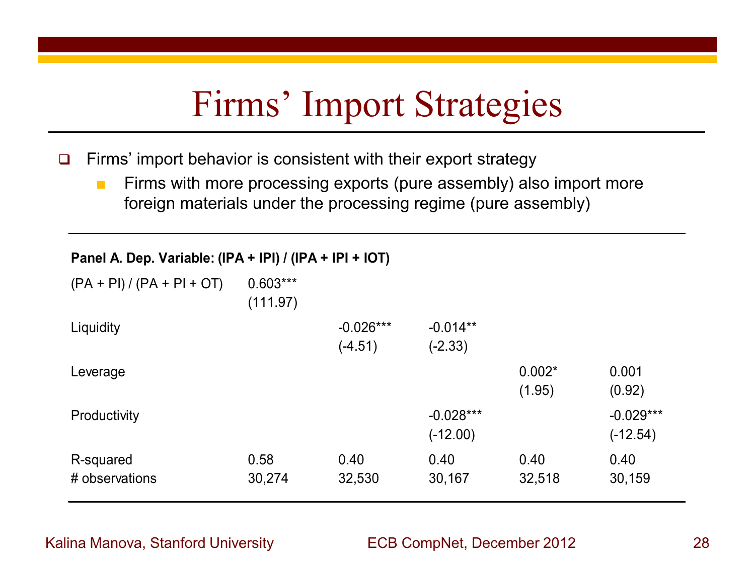# Firms' Import Strategies

- Firms' import behavior is consistent with their export strategy
  - Firms with more processing exports (pure assembly) also import more foreign materials under the processing regime (pure assembly)

**Panel A. Dep. Variable: (IPA + IPI) / (IPA + IPI + IOT)**

| | (1) | (2) | (3) | (4) | (5) |
|---|---|---|---|---|---|
| (PA + PI) / (PA + PI + OT) | 0.603*** (111.97) | | | | |
| Liquidity | | -0.026*** (-4.51) | -0.014** (-2.33) | | |
| Leverage | | | | 0.002* (1.95) | 0.001 (0.92) |
| Productivity | | | -0.028*** (-12.00) | | -0.029*** (-12.54) |
| R-squared | 0.58 | 0.40 | 0.40 | 0.40 | 0.40 |
| # observations | 30,274 | 32,530 | 30,167 | 32,518 | 30,159 |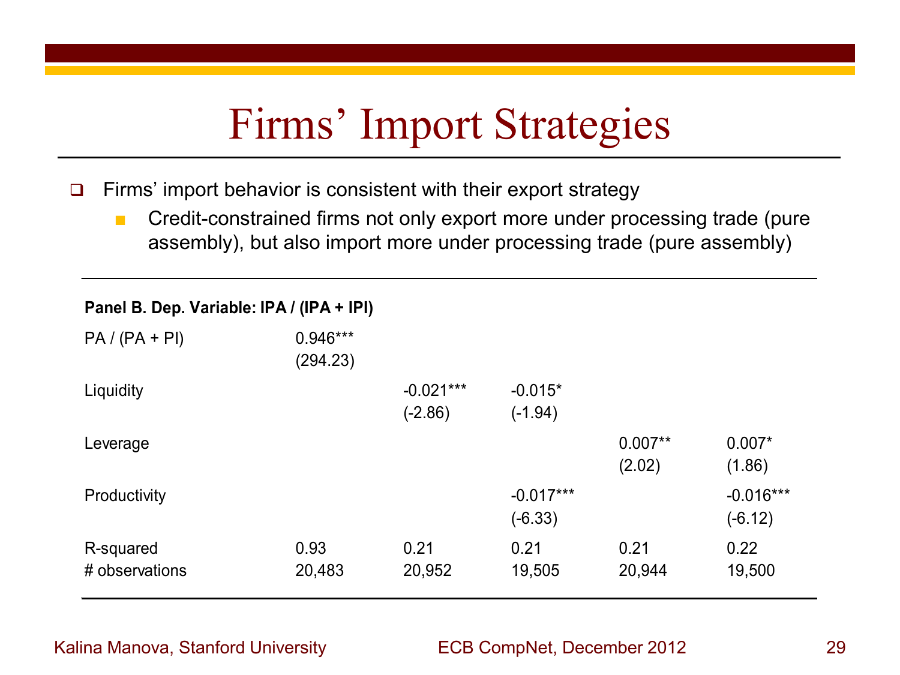# Firms' Import Strategies

- Firms' import behavior is consistent with their export strategy
  - Credit-constrained firms not only export more under processing trade (pure assembly), but also import more under processing trade (pure assembly)

| **Panel B. Dep. Variable: IPA / (IPA + IPI)** | | | | | |
|---|---|---|---|---|---|
| PA / (PA + PI) | 0.946*** | | | | |
| | (294.23) | | | | |
| Liquidity | | -0.021*** | -0.015* | | |
| | | (-2.86) | (-1.94) | | |
| Leverage | | | | 0.007** | 0.007* |
| | | | | (2.02) | (1.86) |
| Productivity | | | -0.017*** | | -0.016*** |
| | | | (-6.33) | | (-6.12) |
| R-squared | 0.93 | 0.21 | 0.21 | 0.21 | 0.22 |
| # observations | 20,483 | 20,952 | 19,505 | 20,944 | 19,500 |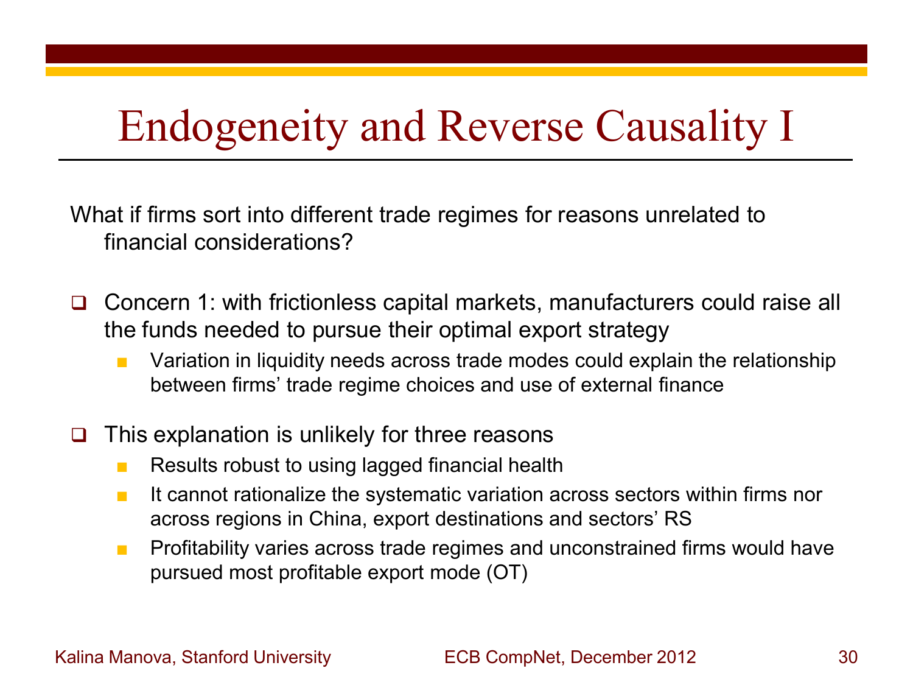# Endogeneity and Reverse Causality I

What if firms sort into different trade regimes for reasons unrelated to financial considerations?

- Concern 1: with frictionless capital markets, manufacturers could raise all the funds needed to pursue their optimal export strategy
  - Variation in liquidity needs across trade modes could explain the relationship between firms' trade regime choices and use of external finance
- This explanation is unlikely for three reasons
  - Results robust to using lagged financial health
  - It cannot rationalize the systematic variation across sectors within firms nor across regions in China, export destinations and sectors' RS
  - Profitability varies across trade regimes and unconstrained firms would have pursued most profitable export mode (OT)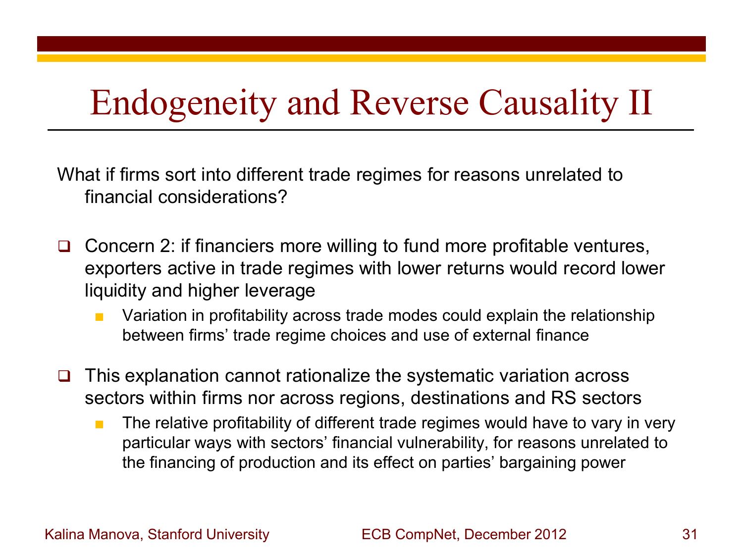# Endogeneity and Reverse Causality II

What if firms sort into different trade regimes for reasons unrelated to financial considerations?

- Concern 2: if financiers more willing to fund more profitable ventures, exporters active in trade regimes with lower returns would record lower liquidity and higher leverage
  - Variation in profitability across trade modes could explain the relationship between firms' trade regime choices and use of external finance
- This explanation cannot rationalize the systematic variation across sectors within firms nor across regions, destinations and RS sectors
  - The relative profitability of different trade regimes would have to vary in very particular ways with sectors' financial vulnerability, for reasons unrelated to the financing of production and its effect on parties' bargaining power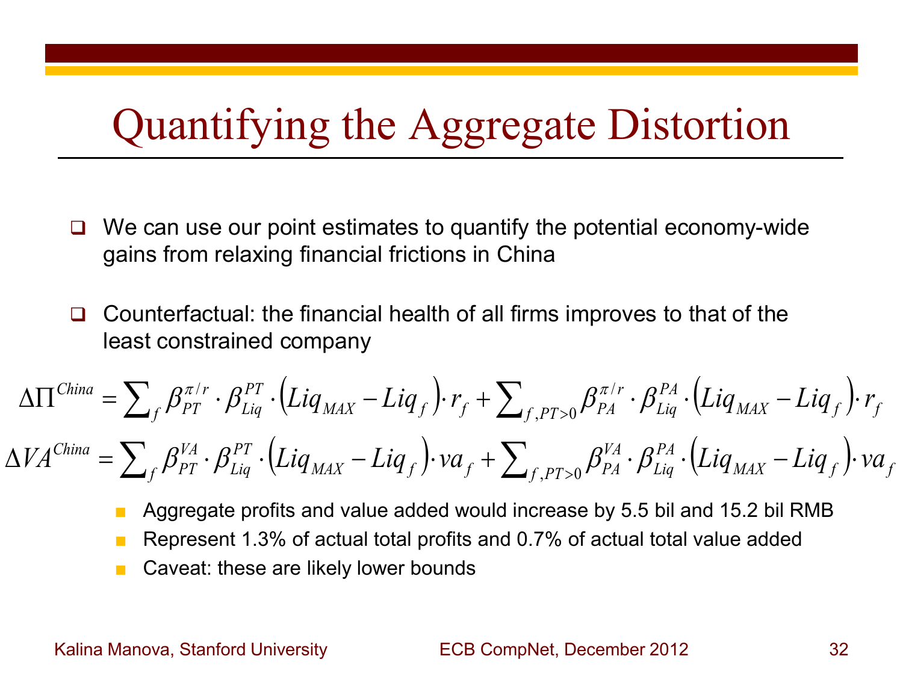# Quantifying the Aggregate Distortion

- We can use our point estimates to quantify the potential economy-wide gains from relaxing financial frictions in China

- Counterfactual: the financial health of all firms improves to that of the least constrained company

$$\Delta\Pi^{China} = \sum_f \beta_{PT}^{\pi/r} \cdot \beta_{Liq}^{PT} \cdot \left(Liq_{MAX} - Liq_f\right) \cdot r_f + \sum_{f,PT>0} \beta_{PA}^{\pi/r} \cdot \beta_{Liq}^{PA} \cdot \left(Liq_{MAX} - Liq_f\right) \cdot r_f$$

$$\Delta VA^{China} = \sum_f \beta_{PT}^{VA} \cdot \beta_{Liq}^{PT} \cdot \left(Liq_{MAX} - Liq_f\right) \cdot va_f + \sum_{f,PT>0} \beta_{PA}^{VA} \cdot \beta_{Liq}^{PA} \cdot \left(Liq_{MAX} - Liq_f\right) \cdot va_f$$

  - Aggregate profits and value added would increase by 5.5 bil and 15.2 bil RMB
  - Represent 1.3% of actual total profits and 0.7% of actual total value added
  - Caveat: these are likely lower bounds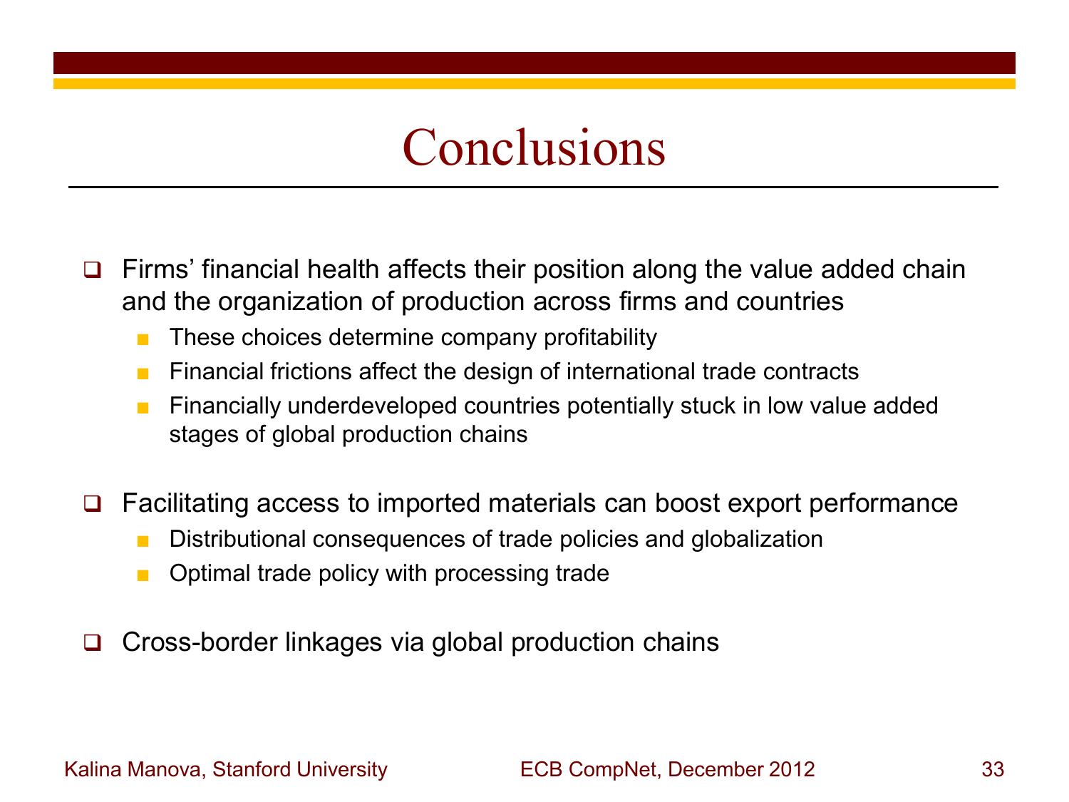# Conclusions

- Firms' financial health affects their position along the value added chain and the organization of production across firms and countries
  - These choices determine company profitability
  - Financial frictions affect the design of international trade contracts
  - Financially underdeveloped countries potentially stuck in low value added stages of global production chains
- Facilitating access to imported materials can boost export performance
  - Distributional consequences of trade policies and globalization
  - Optimal trade policy with processing trade
- Cross-border linkages via global production chains